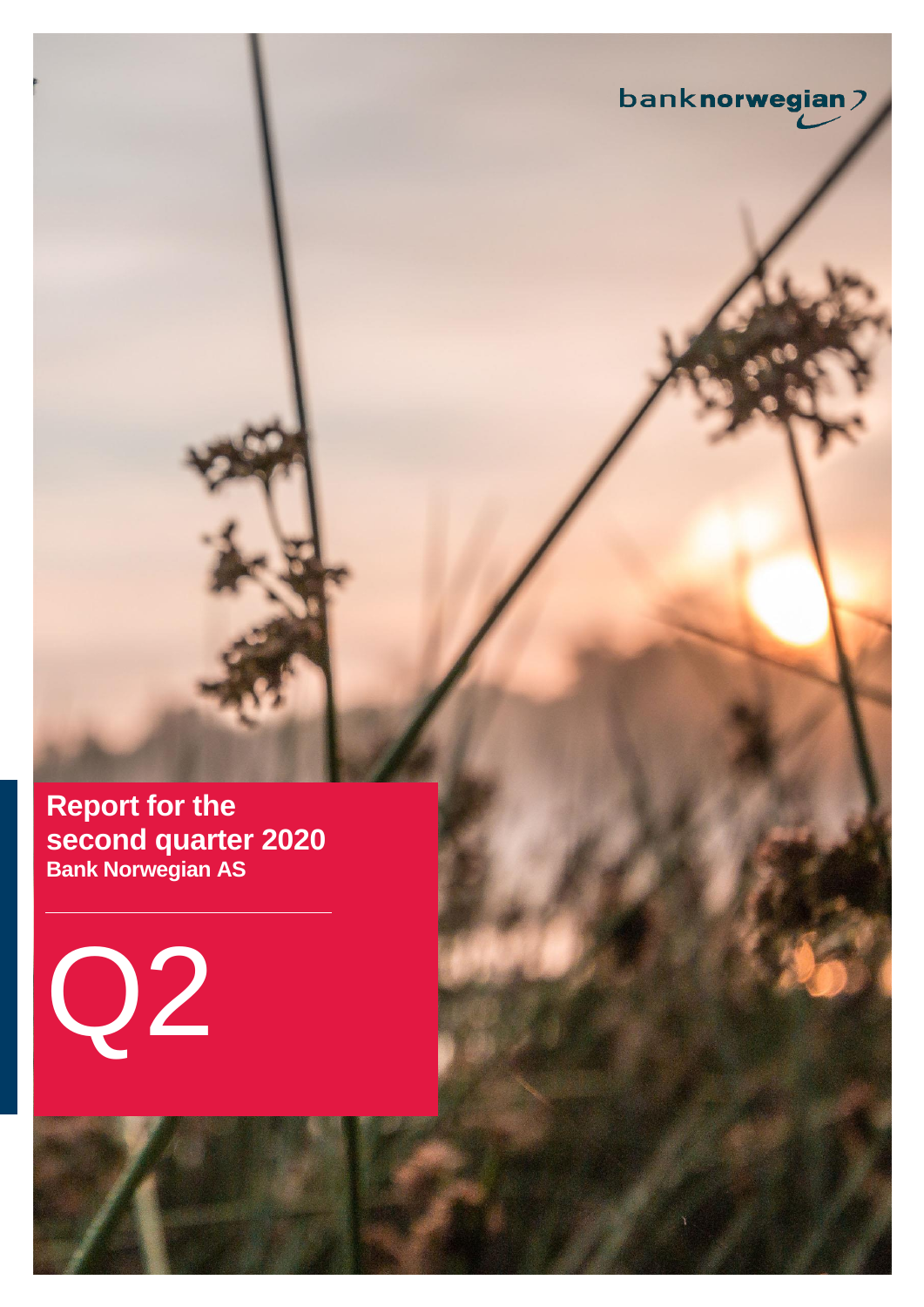banknorwegian

# Report for the second quarter 2020

## Bank Norwegian AS

Q2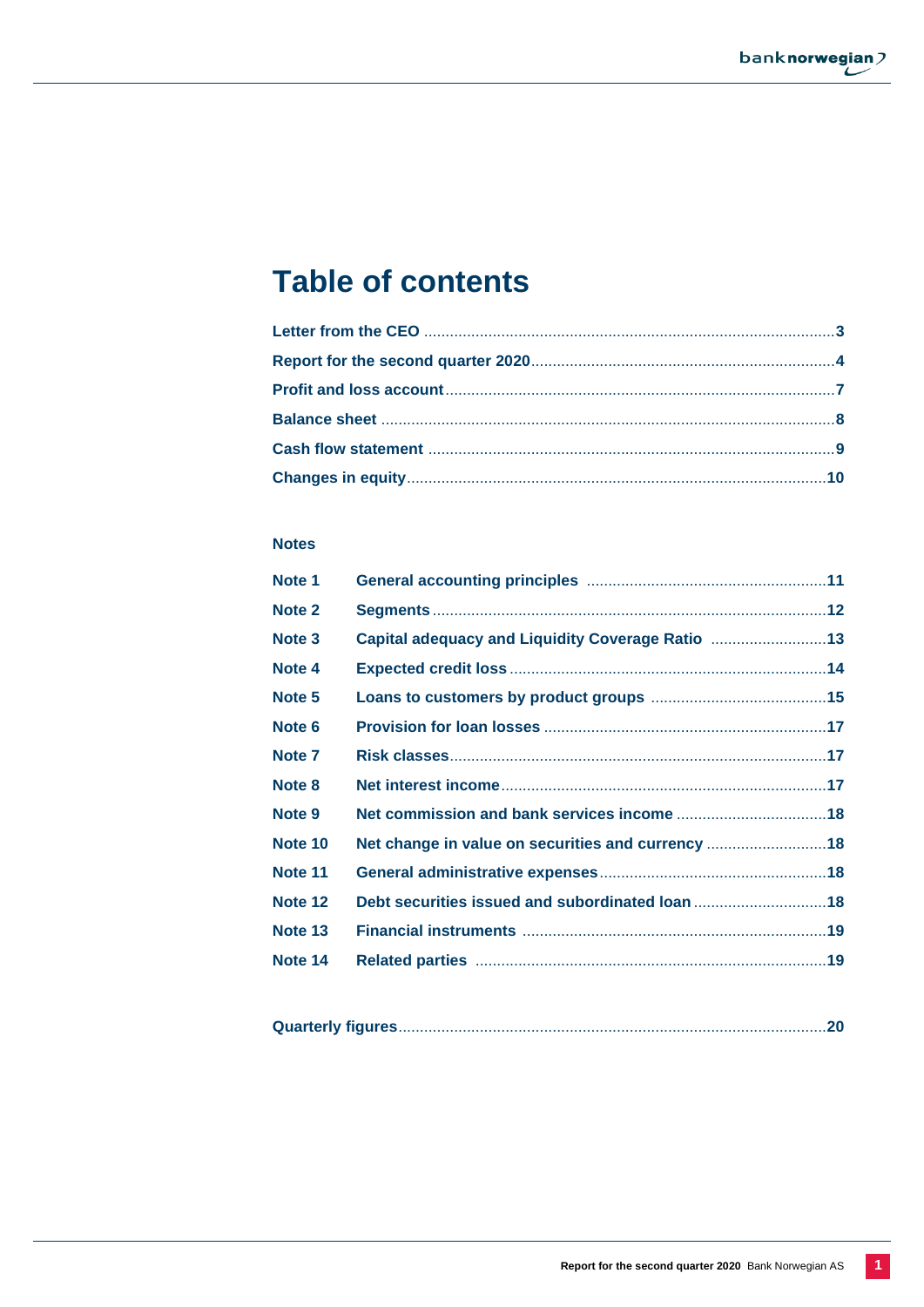# Table of contents

| | |
|---|---|
| **Letter from the CEO** | **3** |
| **Report for the second quarter 2020** | **4** |
| **Profit and loss account** | **7** |
| **Balance sheet** | **8** |
| **Cash flow statement** | **9** |
| **Changes in equity** | **10** |

**Notes**

| | | |
|---|---|---|
| **Note 1** | **General accounting principles** | **11** |
| **Note 2** | **Segments** | **12** |
| **Note 3** | **Capital adequacy and Liquidity Coverage Ratio** | **13** |
| **Note 4** | **Expected credit loss** | **14** |
| **Note 5** | **Loans to customers by product groups** | **15** |
| **Note 6** | **Provision for loan losses** | **17** |
| **Note 7** | **Risk classes** | **17** |
| **Note 8** | **Net interest income** | **17** |
| **Note 9** | **Net commission and bank services income** | **18** |
| **Note 10** | **Net change in value on securities and currency** | **18** |
| **Note 11** | **General administrative expenses** | **18** |
| **Note 12** | **Debt securities issued and subordinated loan** | **18** |
| **Note 13** | **Financial instruments** | **19** |
| **Note 14** | **Related parties** | **19** |

| | |
|---|---|
| **Quarterly figures** | **20** |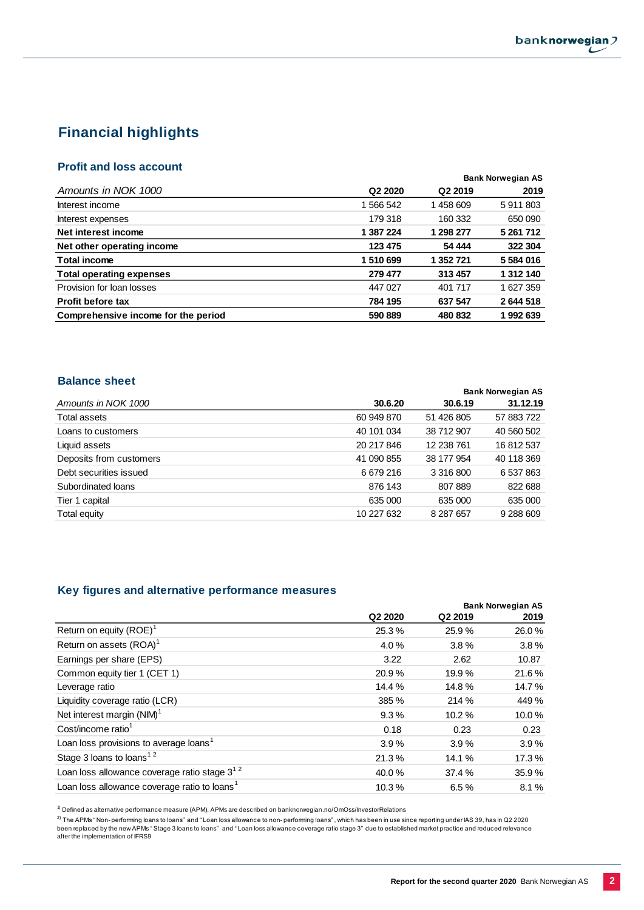# Financial highlights

## Profit and loss account

| Amounts in NOK 1000 | Bank Norwegian AS | | |
|---|---|---|---|
| | **Q2 2020** | **Q2 2019** | **2019** |
| Interest income | 1 566 542 | 1 458 609 | 5 911 803 |
| Interest expenses | 179 318 | 160 332 | 650 090 |
| **Net interest income** | **1 387 224** | **1 298 277** | **5 261 712** |
| **Net other operating income** | **123 475** | **54 444** | **322 304** |
| **Total income** | **1 510 699** | **1 352 721** | **5 584 016** |
| **Total operating expenses** | **279 477** | **313 457** | **1 312 140** |
| Provision for loan losses | 447 027 | 401 717 | 1 627 359 |
| **Profit before tax** | **784 195** | **637 547** | **2 644 518** |
| **Comprehensive income for the period** | **590 889** | **480 832** | **1 992 639** |

## Balance sheet

| Amounts in NOK 1000 | Bank Norwegian AS | | |
|---|---|---|---|
| | **30.6.20** | **30.6.19** | **31.12.19** |
| Total assets | 60 949 870 | 51 426 805 | 57 883 722 |
| Loans to customers | 40 101 034 | 38 712 907 | 40 560 502 |
| Liquid assets | 20 217 846 | 12 238 761 | 16 812 537 |
| Deposits from customers | 41 090 855 | 38 177 954 | 40 118 369 |
| Debt securities issued | 6 679 216 | 3 316 800 | 6 537 863 |
| Subordinated loans | 876 143 | 807 889 | 822 688 |
| Tier 1 capital | 635 000 | 635 000 | 635 000 |
| Total equity | 10 227 632 | 8 287 657 | 9 288 609 |

## Key figures and alternative performance measures

| | Bank Norwegian AS | | |
|---|---|---|---|
| | **Q2 2020** | **Q2 2019** | **2019** |
| Return on equity (ROE)[1] | 25.3 % | 25.9 % | 26.0 % |
| Return on assets (ROA)[1] | 4.0 % | 3.8 % | 3.8 % |
| Earnings per share (EPS) | 3.22 | 2.62 | 10.87 |
| Common equity tier 1 (CET 1) | 20.9 % | 19.9 % | 21.6 % |
| Leverage ratio | 14.4 % | 14.8 % | 14.7 % |
| Liquidity coverage ratio (LCR) | 385 % | 214 % | 449 % |
| Net interest margin (NIM)[1] | 9.3 % | 10.2 % | 10.0 % |
| Cost/income ratio[1] | 0.18 | 0.23 | 0.23 |
| Loan loss provisions to average loans[1] | 3.9 % | 3.9 % | 3.9 % |
| Stage 3 loans to loans[1 2] | 21.3 % | 14.1 % | 17.3 % |
| Loan loss allowance coverage ratio stage 3[1 2] | 40.0 % | 37.4 % | 35.9 % |
| Loan loss allowance coverage ratio to loans[1] | 10.3 % | 6.5 % | 8.1 % |

[1] Defined as alternative performance measure (APM). APMs are described on banknorwegian.no/OmOss/InvestorRelations

[2] The APMs "Non-performing loans to loans" and "Loan loss allowance to non-performing loans", which has been in use since reporting under IAS 39, has in Q2 2020 been replaced by the new APMs "Stage 3 loans to loans" and "Loan loss allowance coverage ratio stage 3" due to established market practice and reduced relevance after the implementation of IFRS9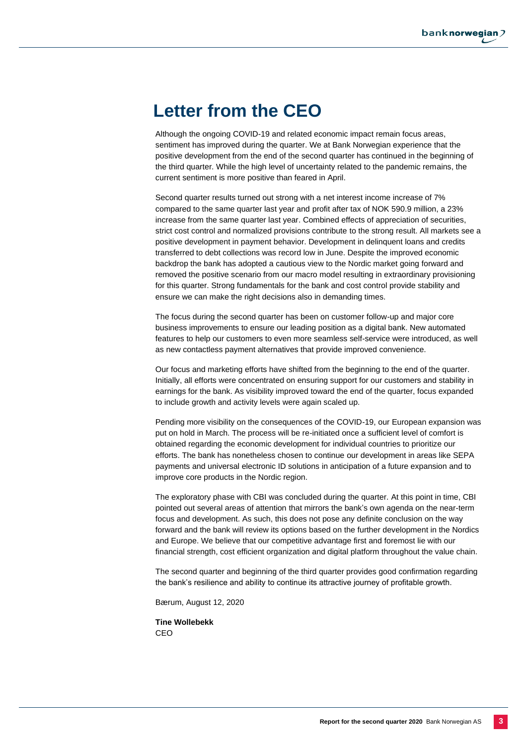# Letter from the CEO

Although the ongoing COVID-19 and related economic impact remain focus areas, sentiment has improved during the quarter. We at Bank Norwegian experience that the positive development from the end of the second quarter has continued in the beginning of the third quarter. While the high level of uncertainty related to the pandemic remains, the current sentiment is more positive than feared in April.

Second quarter results turned out strong with a net interest income increase of 7% compared to the same quarter last year and profit after tax of NOK 590.9 million, a 23% increase from the same quarter last year. Combined effects of appreciation of securities, strict cost control and normalized provisions contribute to the strong result. All markets see a positive development in payment behavior. Development in delinquent loans and credits transferred to debt collections was record low in June. Despite the improved economic backdrop the bank has adopted a cautious view to the Nordic market going forward and removed the positive scenario from our macro model resulting in extraordinary provisioning for this quarter. Strong fundamentals for the bank and cost control provide stability and ensure we can make the right decisions also in demanding times.

The focus during the second quarter has been on customer follow-up and major core business improvements to ensure our leading position as a digital bank. New automated features to help our customers to even more seamless self-service were introduced, as well as new contactless payment alternatives that provide improved convenience.

Our focus and marketing efforts have shifted from the beginning to the end of the quarter. Initially, all efforts were concentrated on ensuring support for our customers and stability in earnings for the bank. As visibility improved toward the end of the quarter, focus expanded to include growth and activity levels were again scaled up.

Pending more visibility on the consequences of the COVID-19, our European expansion was put on hold in March. The process will be re-initiated once a sufficient level of comfort is obtained regarding the economic development for individual countries to prioritize our efforts. The bank has nonetheless chosen to continue our development in areas like SEPA payments and universal electronic ID solutions in anticipation of a future expansion and to improve core products in the Nordic region.

The exploratory phase with CBI was concluded during the quarter. At this point in time, CBI pointed out several areas of attention that mirrors the bank's own agenda on the near-term focus and development. As such, this does not pose any definite conclusion on the way forward and the bank will review its options based on the further development in the Nordics and Europe. We believe that our competitive advantage first and foremost lie with our financial strength, cost efficient organization and digital platform throughout the value chain.

The second quarter and beginning of the third quarter provides good confirmation regarding the bank's resilience and ability to continue its attractive journey of profitable growth.

Bærum, August 12, 2020

**Tine Wollebekk**
CEO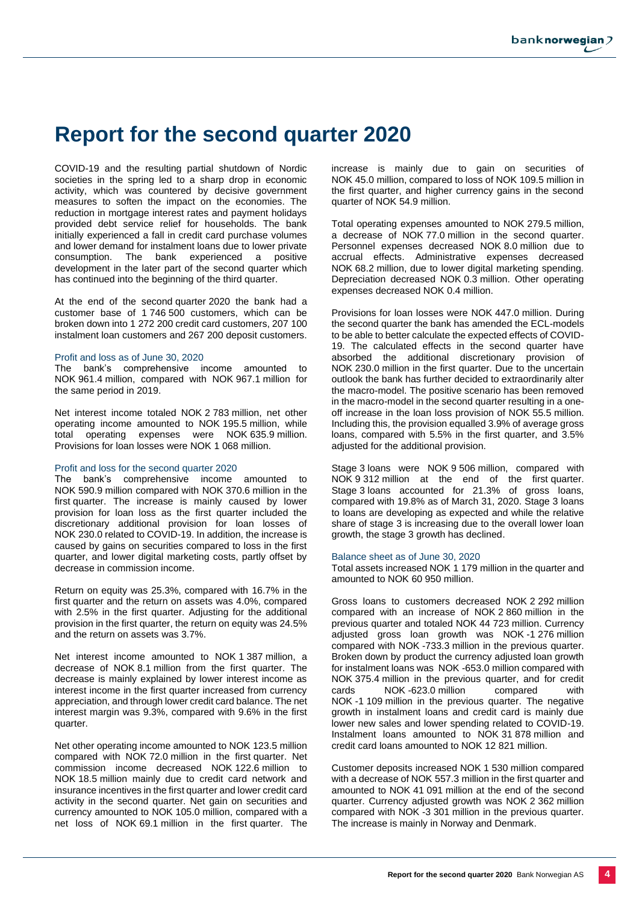# Report for the second quarter 2020

COVID-19 and the resulting partial shutdown of Nordic societies in the spring led to a sharp drop in economic activity, which was countered by decisive government measures to soften the impact on the economies. The reduction in mortgage interest rates and payment holidays provided debt service relief for households. The bank initially experienced a fall in credit card purchase volumes and lower demand for instalment loans due to lower private consumption. The bank experienced a positive development in the later part of the second quarter which has continued into the beginning of the third quarter.

At the end of the second quarter 2020 the bank had a customer base of 1 746 500 customers, which can be broken down into 1 272 200 credit card customers, 207 100 instalment loan customers and 267 200 deposit customers.

### Profit and loss as of June 30, 2020

The bank's comprehensive income amounted to NOK 961.4 million, compared with NOK 967.1 million for the same period in 2019.

Net interest income totaled NOK 2 783 million, net other operating income amounted to NOK 195.5 million, while total operating expenses were NOK 635.9 million. Provisions for loan losses were NOK 1 068 million.

### Profit and loss for the second quarter 2020

The bank's comprehensive income amounted to NOK 590.9 million compared with NOK 370.6 million in the first quarter. The increase is mainly caused by lower provision for loan loss as the first quarter included the discretionary additional provision for loan losses of NOK 230.0 related to COVID-19. In addition, the increase is caused by gains on securities compared to loss in the first quarter, and lower digital marketing costs, partly offset by decrease in commission income.

Return on equity was 25.3%, compared with 16.7% in the first quarter and the return on assets was 4.0%, compared with 2.5% in the first quarter. Adjusting for the additional provision in the first quarter, the return on equity was 24.5% and the return on assets was 3.7%.

Net interest income amounted to NOK 1 387 million, a decrease of NOK 8.1 million from the first quarter. The decrease is mainly explained by lower interest income as interest income in the first quarter increased from currency appreciation, and through lower credit card balance. The net interest margin was 9.3%, compared with 9.6% in the first quarter.

Net other operating income amounted to NOK 123.5 million compared with NOK 72.0 million in the first quarter. Net commission income decreased NOK 122.6 million to NOK 18.5 million mainly due to credit card network and insurance incentives in the first quarter and lower credit card activity in the second quarter. Net gain on securities and currency amounted to NOK 105.0 million, compared with a net loss of NOK 69.1 million in the first quarter. The increase is mainly due to gain on securities of NOK 45.0 million, compared to loss of NOK 109.5 million in the first quarter, and higher currency gains in the second quarter of NOK 54.9 million.

Total operating expenses amounted to NOK 279.5 million, a decrease of NOK 77.0 million in the second quarter. Personnel expenses decreased NOK 8.0 million due to accrual effects. Administrative expenses decreased NOK 68.2 million, due to lower digital marketing spending. Depreciation decreased NOK 0.3 million. Other operating expenses decreased NOK 0.4 million.

Provisions for loan losses were NOK 447.0 million. During the second quarter the bank has amended the ECL-models to be able to better calculate the expected effects of COVID-19. The calculated effects in the second quarter have absorbed the additional discretionary provision of NOK 230.0 million in the first quarter. Due to the uncertain outlook the bank has further decided to extraordinarily alter the macro-model. The positive scenario has been removed in the macro-model in the second quarter resulting in a one-off increase in the loan loss provision of NOK 55.5 million. Including this, the provision equalled 3.9% of average gross loans, compared with 5.5% in the first quarter, and 3.5% adjusted for the additional provision.

Stage 3 loans were NOK 9 506 million, compared with NOK 9 312 million at the end of the first quarter. Stage 3 loans accounted for 21.3% of gross loans, compared with 19.8% as of March 31, 2020. Stage 3 loans to loans are developing as expected and while the relative share of stage 3 is increasing due to the overall lower loan growth, the stage 3 growth has declined.

### Balance sheet as of June 30, 2020

Total assets increased NOK 1 179 million in the quarter and amounted to NOK 60 950 million.

Gross loans to customers decreased NOK 2 292 million compared with an increase of NOK 2 860 million in the previous quarter and totaled NOK 44 723 million. Currency adjusted gross loan growth was NOK -1 276 million compared with NOK -733.3 million in the previous quarter. Broken down by product the currency adjusted loan growth for instalment loans was NOK -653.0 million compared with NOK 375.4 million in the previous quarter, and for credit cards NOK -623.0 million compared with NOK -1 109 million in the previous quarter. The negative growth in instalment loans and credit card is mainly due lower new sales and lower spending related to COVID-19. Instalment loans amounted to NOK 31 878 million and credit card loans amounted to NOK 12 821 million.

Customer deposits increased NOK 1 530 million compared with a decrease of NOK 557.3 million in the first quarter and amounted to NOK 41 091 million at the end of the second quarter. Currency adjusted growth was NOK 2 362 million compared with NOK -3 301 million in the previous quarter. The increase is mainly in Norway and Denmark.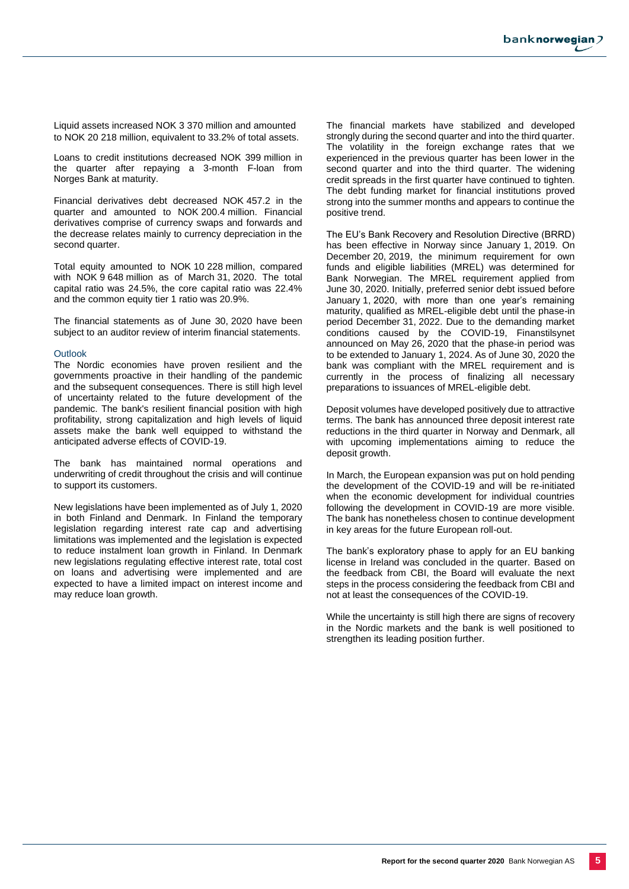Liquid assets increased NOK 3 370 million and amounted to NOK 20 218 million, equivalent to 33.2% of total assets.

Loans to credit institutions decreased NOK 399 million in the quarter after repaying a 3-month F-loan from Norges Bank at maturity.

Financial derivatives debt decreased NOK 457.2 in the quarter and amounted to NOK 200.4 million. Financial derivatives comprise of currency swaps and forwards and the decrease relates mainly to currency depreciation in the second quarter.

Total equity amounted to NOK 10 228 million, compared with NOK 9 648 million as of March 31, 2020. The total capital ratio was 24.5%, the core capital ratio was 22.4% and the common equity tier 1 ratio was 20.9%.

The financial statements as of June 30, 2020 have been subject to an auditor review of interim financial statements.

### Outlook

The Nordic economies have proven resilient and the governments proactive in their handling of the pandemic and the subsequent consequences. There is still high level of uncertainty related to the future development of the pandemic. The bank's resilient financial position with high profitability, strong capitalization and high levels of liquid assets make the bank well equipped to withstand the anticipated adverse effects of COVID-19.

The bank has maintained normal operations and underwriting of credit throughout the crisis and will continue to support its customers.

New legislations have been implemented as of July 1, 2020 in both Finland and Denmark. In Finland the temporary legislation regarding interest rate cap and advertising limitations was implemented and the legislation is expected to reduce instalment loan growth in Finland. In Denmark new legislations regulating effective interest rate, total cost on loans and advertising were implemented and are expected to have a limited impact on interest income and may reduce loan growth.

The financial markets have stabilized and developed strongly during the second quarter and into the third quarter. The volatility in the foreign exchange rates that we experienced in the previous quarter has been lower in the second quarter and into the third quarter. The widening credit spreads in the first quarter have continued to tighten. The debt funding market for financial institutions proved strong into the summer months and appears to continue the positive trend.

The EU's Bank Recovery and Resolution Directive (BRRD) has been effective in Norway since January 1, 2019. On December 20, 2019, the minimum requirement for own funds and eligible liabilities (MREL) was determined for Bank Norwegian. The MREL requirement applied from June 30, 2020. Initially, preferred senior debt issued before January 1, 2020, with more than one year's remaining maturity, qualified as MREL-eligible debt until the phase-in period December 31, 2022. Due to the demanding market conditions caused by the COVID-19, Finanstilsynet announced on May 26, 2020 that the phase-in period was to be extended to January 1, 2024. As of June 30, 2020 the bank was compliant with the MREL requirement and is currently in the process of finalizing all necessary preparations to issuances of MREL-eligible debt.

Deposit volumes have developed positively due to attractive terms. The bank has announced three deposit interest rate reductions in the third quarter in Norway and Denmark, all with upcoming implementations aiming to reduce the deposit growth.

In March, the European expansion was put on hold pending the development of the COVID-19 and will be re-initiated when the economic development for individual countries following the development in COVID-19 are more visible. The bank has nonetheless chosen to continue development in key areas for the future European roll-out.

The bank's exploratory phase to apply for an EU banking license in Ireland was concluded in the quarter. Based on the feedback from CBI, the Board will evaluate the next steps in the process considering the feedback from CBI and not at least the consequences of the COVID-19.

While the uncertainty is still high there are signs of recovery in the Nordic markets and the bank is well positioned to strengthen its leading position further.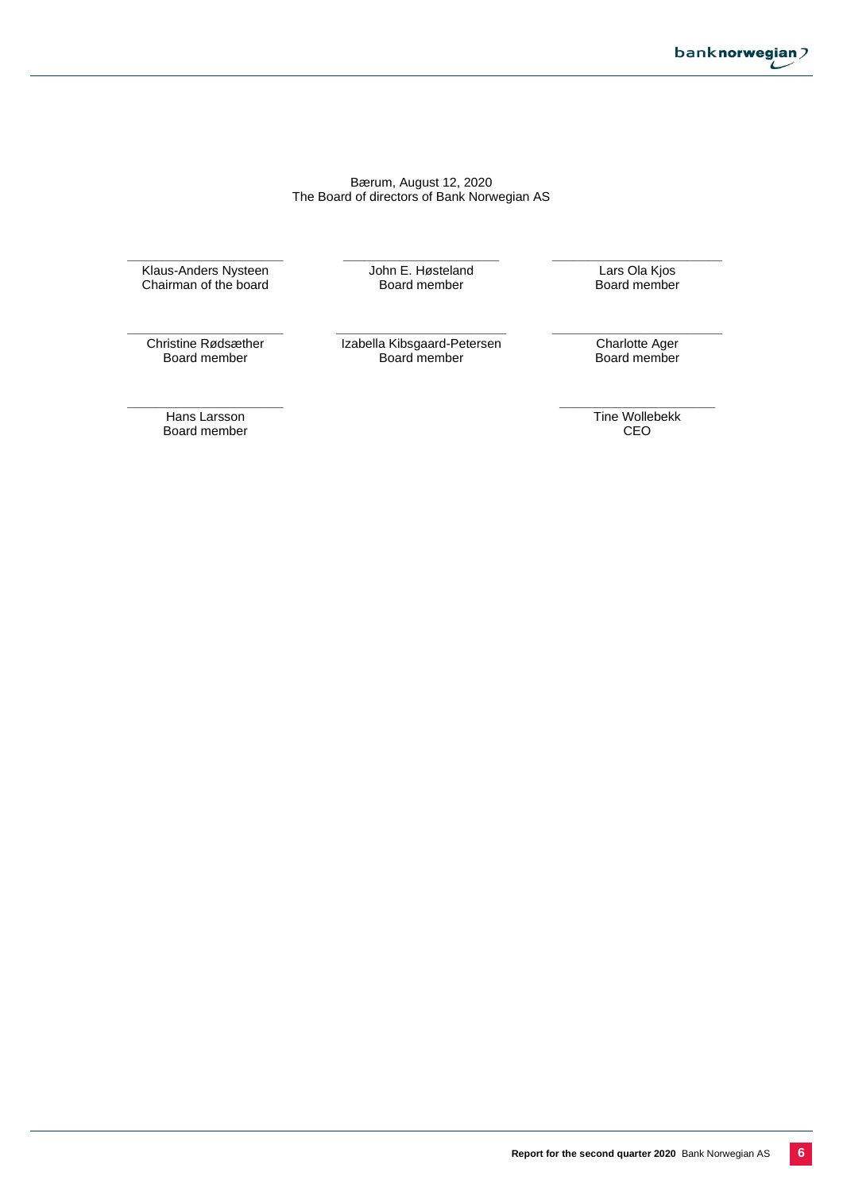Bærum, August 12, 2020
The Board of directors of Bank Norwegian AS

| | | |
|---|---|---|
| Klaus-Anders Nysteen<br>Chairman of the board | John E. Høsteland<br>Board member | Lars Ola Kjos<br>Board member |
| Christine Rødsæther<br>Board member | Izabella Kibsgaard-Petersen<br>Board member | Charlotte Ager<br>Board member |
| Hans Larsson<br>Board member | | Tine Wollebekk<br>CEO |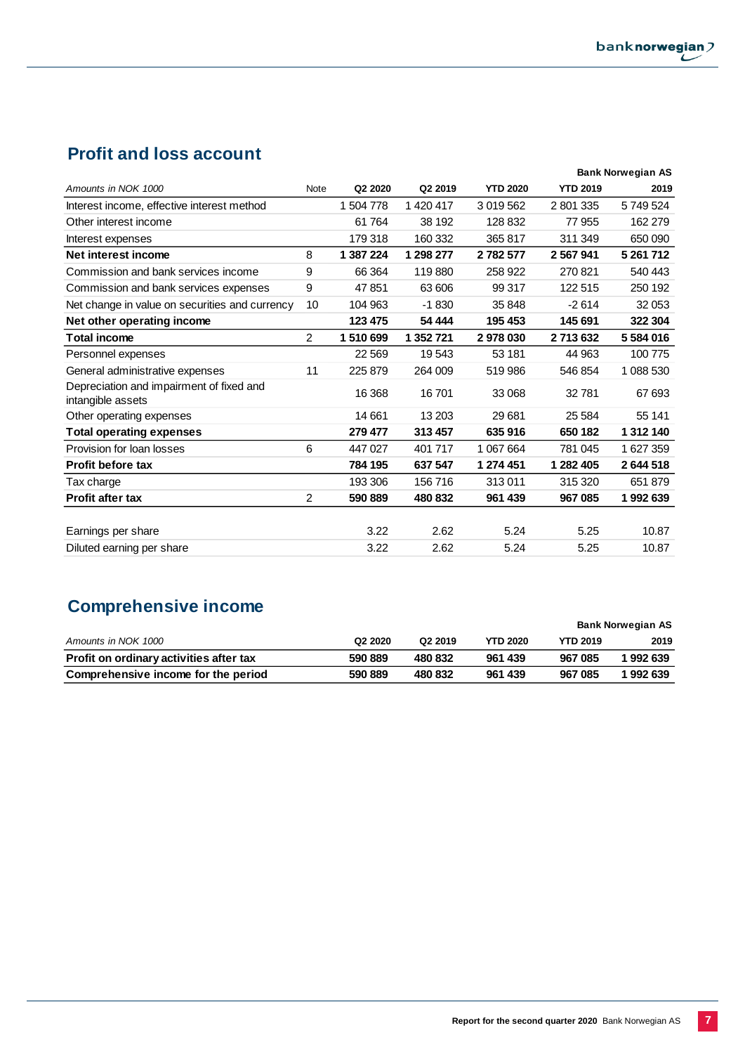## Profit and loss account

**Bank Norwegian AS**

| *Amounts in NOK 1000* | Note | Q2 2020 | Q2 2019 | YTD 2020 | YTD 2019 | 2019 |
|---|---|---|---|---|---|---|
| Interest income, effective interest method | | 1 504 778 | 1 420 417 | 3 019 562 | 2 801 335 | 5 749 524 |
| Other interest income | | 61 764 | 38 192 | 128 832 | 77 955 | 162 279 |
| Interest expenses | | 179 318 | 160 332 | 365 817 | 311 349 | 650 090 |
| **Net interest income** | 8 | **1 387 224** | **1 298 277** | **2 782 577** | **2 567 941** | **5 261 712** |
| Commission and bank services income | 9 | 66 364 | 119 880 | 258 922 | 270 821 | 540 443 |
| Commission and bank services expenses | 9 | 47 851 | 63 606 | 99 317 | 122 515 | 250 192 |
| Net change in value on securities and currency | 10 | 104 963 | -1 830 | 35 848 | -2 614 | 32 053 |
| **Net other operating income** | | **123 475** | **54 444** | **195 453** | **145 691** | **322 304** |
| **Total income** | 2 | **1 510 699** | **1 352 721** | **2 978 030** | **2 713 632** | **5 584 016** |
| Personnel expenses | | 22 569 | 19 543 | 53 181 | 44 963 | 100 775 |
| General administrative expenses | 11 | 225 879 | 264 009 | 519 986 | 546 854 | 1 088 530 |
| Depreciation and impairment of fixed and intangible assets | | 16 368 | 16 701 | 33 068 | 32 781 | 67 693 |
| Other operating expenses | | 14 661 | 13 203 | 29 681 | 25 584 | 55 141 |
| **Total operating expenses** | | **279 477** | **313 457** | **635 916** | **650 182** | **1 312 140** |
| Provision for loan losses | 6 | 447 027 | 401 717 | 1 067 664 | 781 045 | 1 627 359 |
| **Profit before tax** | | **784 195** | **637 547** | **1 274 451** | **1 282 405** | **2 644 518** |
| Tax charge | | 193 306 | 156 716 | 313 011 | 315 320 | 651 879 |
| **Profit after tax** | 2 | **590 889** | **480 832** | **961 439** | **967 085** | **1 992 639** |
| | | | | | | |
| Earnings per share | | 3.22 | 2.62 | 5.24 | 5.25 | 10.87 |
| Diluted earning per share | | 3.22 | 2.62 | 5.24 | 5.25 | 10.87 |

## Comprehensive income

**Bank Norwegian AS**

| *Amounts in NOK 1000* | Q2 2020 | Q2 2019 | YTD 2020 | YTD 2019 | 2019 |
|---|---|---|---|---|---|
| **Profit on ordinary activities after tax** | **590 889** | **480 832** | **961 439** | **967 085** | **1 992 639** |
| **Comprehensive income for the period** | **590 889** | **480 832** | **961 439** | **967 085** | **1 992 639** |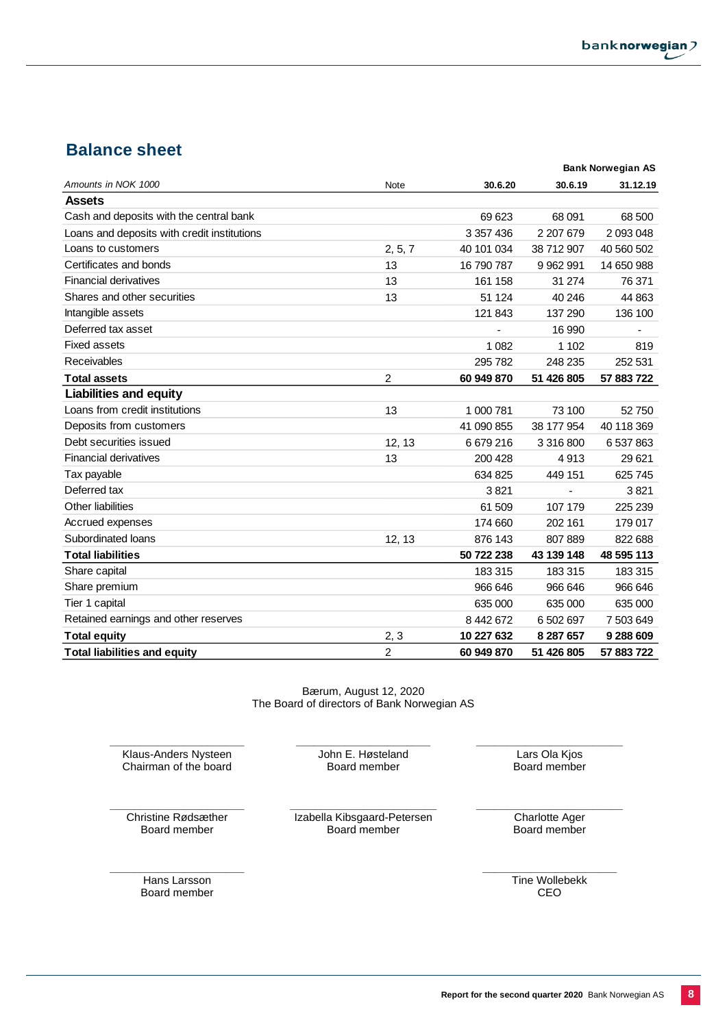## Balance sheet

| Amounts in NOK 1000 | Note | 30.6.20 | 30.6.19 | 31.12.19 |
|---|---|---|---|---|
| | | | | **Bank Norwegian AS** |
| **Assets** | | | | |
| Cash and deposits with the central bank | | 69 623 | 68 091 | 68 500 |
| Loans and deposits with credit institutions | | 3 357 436 | 2 207 679 | 2 093 048 |
| Loans to customers | 2, 5, 7 | 40 101 034 | 38 712 907 | 40 560 502 |
| Certificates and bonds | 13 | 16 790 787 | 9 962 991 | 14 650 988 |
| Financial derivatives | 13 | 161 158 | 31 274 | 76 371 |
| Shares and other securities | 13 | 51 124 | 40 246 | 44 863 |
| Intangible assets | | 121 843 | 137 290 | 136 100 |
| Deferred tax asset | | - | 16 990 | - |
| Fixed assets | | 1 082 | 1 102 | 819 |
| Receivables | | 295 782 | 248 235 | 252 531 |
| **Total assets** | 2 | **60 949 870** | **51 426 805** | **57 883 722** |
| **Liabilities and equity** | | | | |
| Loans from credit institutions | 13 | 1 000 781 | 73 100 | 52 750 |
| Deposits from customers | | 41 090 855 | 38 177 954 | 40 118 369 |
| Debt securities issued | 12, 13 | 6 679 216 | 3 316 800 | 6 537 863 |
| Financial derivatives | 13 | 200 428 | 4 913 | 29 621 |
| Tax payable | | 634 825 | 449 151 | 625 745 |
| Deferred tax | | 3 821 | - | 3 821 |
| Other liabilities | | 61 509 | 107 179 | 225 239 |
| Accrued expenses | | 174 660 | 202 161 | 179 017 |
| Subordinated loans | 12, 13 | 876 143 | 807 889 | 822 688 |
| **Total liabilities** | | **50 722 238** | **43 139 148** | **48 595 113** |
| Share capital | | 183 315 | 183 315 | 183 315 |
| Share premium | | 966 646 | 966 646 | 966 646 |
| Tier 1 capital | | 635 000 | 635 000 | 635 000 |
| Retained earnings and other reserves | | 8 442 672 | 6 502 697 | 7 503 649 |
| **Total equity** | 2, 3 | **10 227 632** | **8 287 657** | **9 288 609** |
| **Total liabilities and equity** | 2 | **60 949 870** | **51 426 805** | **57 883 722** |

Bærum, August 12, 2020
The Board of directors of Bank Norwegian AS

Klaus-Anders Nysteen
Chairman of the board

John E. Høsteland
Board member

Lars Ola Kjos
Board member

Christine Rødsæther
Board member

Izabella Kibsgaard-Petersen
Board member

Charlotte Ager
Board member

Hans Larsson
Board member

Tine Wollebekk
CEO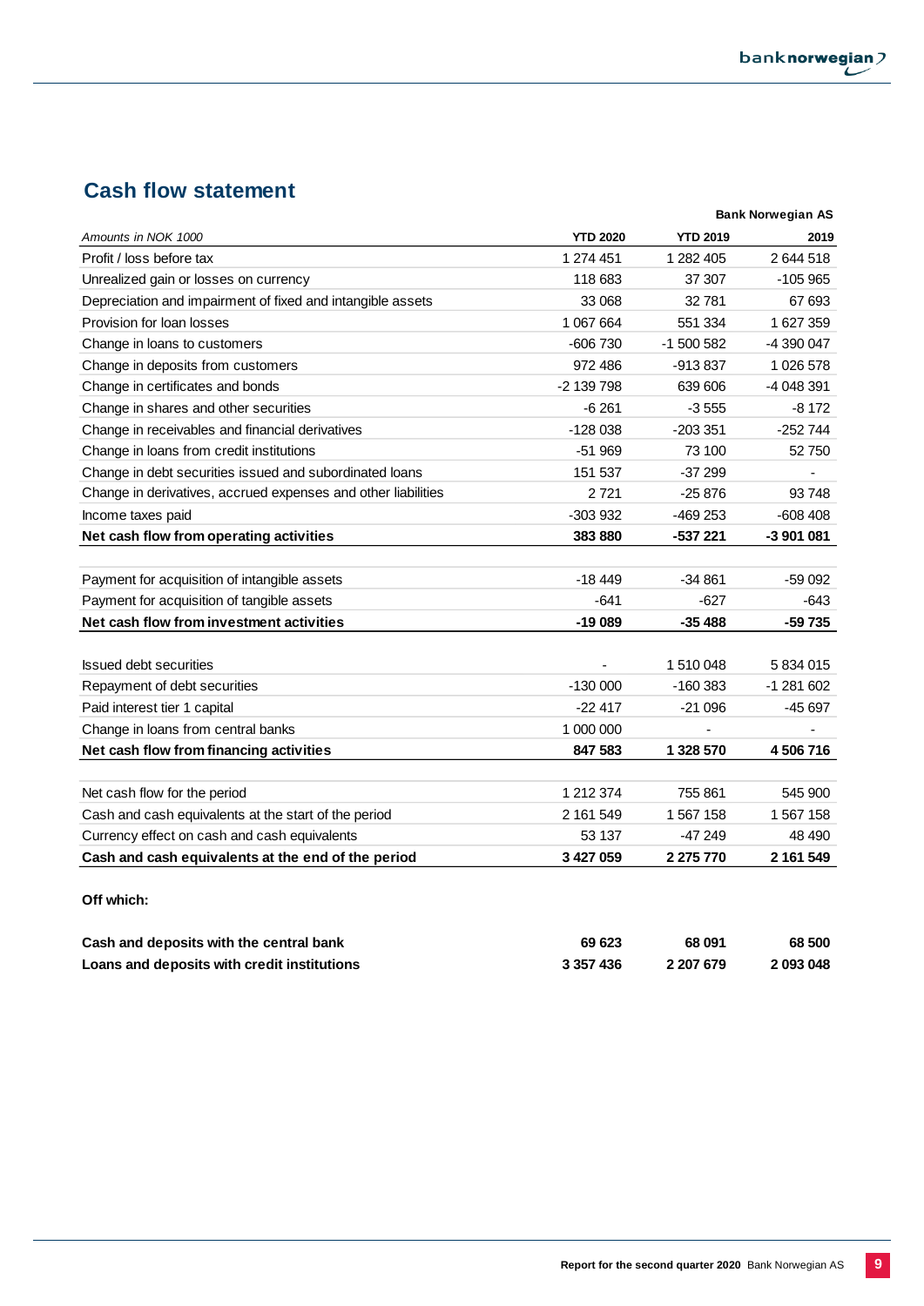## Cash flow statement

| Amounts in NOK 1000 | YTD 2020 | YTD 2019 | 2019 |
|---|---|---|---|
| | | | **Bank Norwegian AS** |
| Profit / loss before tax | 1 274 451 | 1 282 405 | 2 644 518 |
| Unrealized gain or losses on currency | 118 683 | 37 307 | -105 965 |
| Depreciation and impairment of fixed and intangible assets | 33 068 | 32 781 | 67 693 |
| Provision for loan losses | 1 067 664 | 551 334 | 1 627 359 |
| Change in loans to customers | -606 730 | -1 500 582 | -4 390 047 |
| Change in deposits from customers | 972 486 | -913 837 | 1 026 578 |
| Change in certificates and bonds | -2 139 798 | 639 606 | -4 048 391 |
| Change in shares and other securities | -6 261 | -3 555 | -8 172 |
| Change in receivables and financial derivatives | -128 038 | -203 351 | -252 744 |
| Change in loans from credit institutions | -51 969 | 73 100 | 52 750 |
| Change in debt securities issued and subordinated loans | 151 537 | -37 299 | - |
| Change in derivatives, accrued expenses and other liabilities | 2 721 | -25 876 | 93 748 |
| Income taxes paid | -303 932 | -469 253 | -608 408 |
| **Net cash flow from operating activities** | **383 880** | **-537 221** | **-3 901 081** |
| | | | |
| Payment for acquisition of intangible assets | -18 449 | -34 861 | -59 092 |
| Payment for acquisition of tangible assets | -641 | -627 | -643 |
| **Net cash flow from investment activities** | **-19 089** | **-35 488** | **-59 735** |
| | | | |
| Issued debt securities | - | 1 510 048 | 5 834 015 |
| Repayment of debt securities | -130 000 | -160 383 | -1 281 602 |
| Paid interest tier 1 capital | -22 417 | -21 096 | -45 697 |
| Change in loans from central banks | 1 000 000 | - | - |
| **Net cash flow from financing activities** | **847 583** | **1 328 570** | **4 506 716** |
| | | | |
| Net cash flow for the period | 1 212 374 | 755 861 | 545 900 |
| Cash and cash equivalents at the start of the period | 2 161 549 | 1 567 158 | 1 567 158 |
| Currency effect on cash and cash equivalents | 53 137 | -47 249 | 48 490 |
| **Cash and cash equivalents at the end of the period** | **3 427 059** | **2 275 770** | **2 161 549** |
| | | | |
| **Off which:** | | | |
| | | | |
| **Cash and deposits with the central bank** | **69 623** | **68 091** | **68 500** |
| **Loans and deposits with credit institutions** | **3 357 436** | **2 207 679** | **2 093 048** |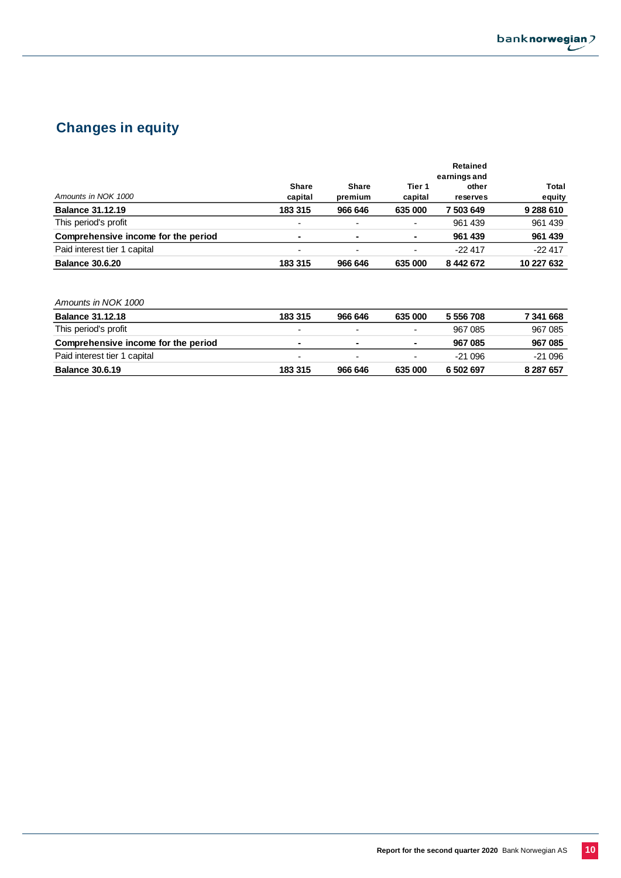## Changes in equity

| *Amounts in NOK 1000* | Share capital | Share premium | Tier 1 capital | Retained earnings and other reserves | Total equity |
|---|---|---|---|---|---|
| **Balance 31.12.19** | **183 315** | **966 646** | **635 000** | **7 503 649** | **9 288 610** |
| This period's profit | - | - | - | 961 439 | 961 439 |
| **Comprehensive income for the period** | **-** | **-** | **-** | **961 439** | **961 439** |
| Paid interest tier 1 capital | - | - | - | -22 417 | -22 417 |
| **Balance 30.6.20** | **183 315** | **966 646** | **635 000** | **8 442 672** | **10 227 632** |

| *Amounts in NOK 1000* | | | | | |
|---|---|---|---|---|---|
| **Balance 31.12.18** | **183 315** | **966 646** | **635 000** | **5 556 708** | **7 341 668** |
| This period's profit | - | - | - | 967 085 | 967 085 |
| **Comprehensive income for the period** | **-** | **-** | **-** | **967 085** | **967 085** |
| Paid interest tier 1 capital | - | - | - | -21 096 | -21 096 |
| **Balance 30.6.19** | **183 315** | **966 646** | **635 000** | **6 502 697** | **8 287 657** |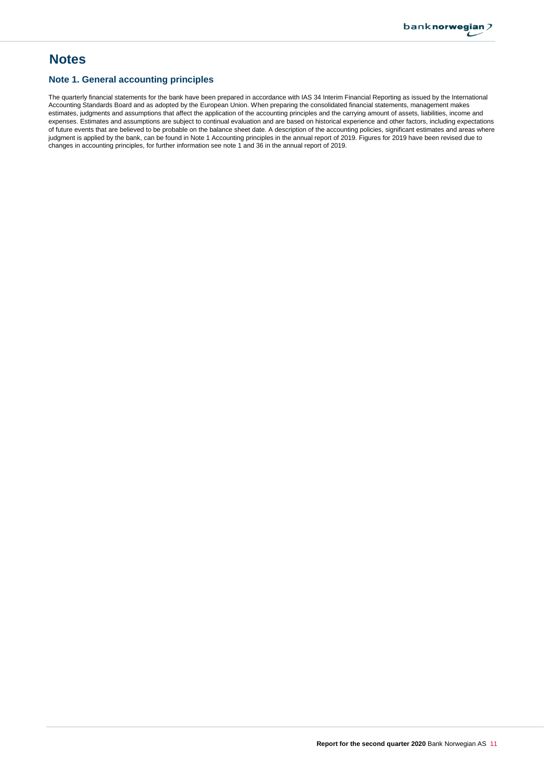# Notes

## Note 1. General accounting principles

The quarterly financial statements for the bank have been prepared in accordance with IAS 34 Interim Financial Reporting as issued by the International Accounting Standards Board and as adopted by the European Union. When preparing the consolidated financial statements, management makes estimates, judgments and assumptions that affect the application of the accounting principles and the carrying amount of assets, liabilities, income and expenses. Estimates and assumptions are subject to continual evaluation and are based on historical experience and other factors, including expectations of future events that are believed to be probable on the balance sheet date. A description of the accounting policies, significant estimates and areas where judgment is applied by the bank, can be found in Note 1 Accounting principles in the annual report of 2019. Figures for 2019 have been revised due to changes in accounting principles, for further information see note 1 and 36 in the annual report of 2019.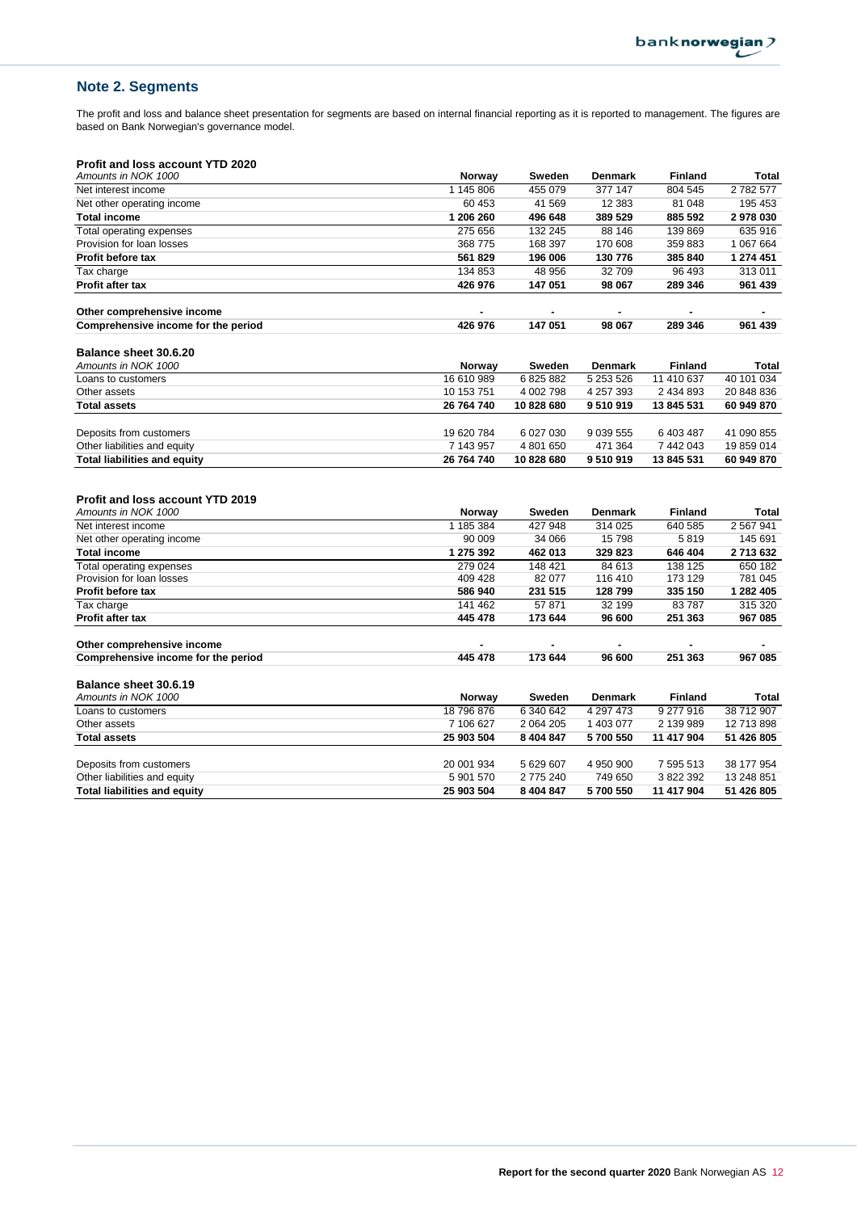## Note 2. Segments

The profit and loss and balance sheet presentation for segments are based on internal financial reporting as it is reported to management. The figures are based on Bank Norwegian's governance model.

**Profit and loss account YTD 2020**

| *Amounts in NOK 1000* | Norway | Sweden | Denmark | Finland | Total |
|---|---|---|---|---|---|
| Net interest income | 1 145 806 | 455 079 | 377 147 | 804 545 | 2 782 577 |
| Net other operating income | 60 453 | 41 569 | 12 383 | 81 048 | 195 453 |
| **Total income** | **1 206 260** | **496 648** | **389 529** | **885 592** | **2 978 030** |
| Total operating expenses | 275 656 | 132 245 | 88 146 | 139 869 | 635 916 |
| Provision for loan losses | 368 775 | 168 397 | 170 608 | 359 883 | 1 067 664 |
| **Profit before tax** | **561 829** | **196 006** | **130 776** | **385 840** | **1 274 451** |
| Tax charge | 134 853 | 48 956 | 32 709 | 96 493 | 313 011 |
| **Profit after tax** | **426 976** | **147 051** | **98 067** | **289 346** | **961 439** |
| | | | | | |
| **Other comprehensive income** | **-** | **-** | **-** | **-** | **-** |
| **Comprehensive income for the period** | **426 976** | **147 051** | **98 067** | **289 346** | **961 439** |

**Balance sheet 30.6.20**

| *Amounts in NOK 1000* | Norway | Sweden | Denmark | Finland | Total |
|---|---|---|---|---|---|
| Loans to customers | 16 610 989 | 6 825 882 | 5 253 526 | 11 410 637 | 40 101 034 |
| Other assets | 10 153 751 | 4 002 798 | 4 257 393 | 2 434 893 | 20 848 836 |
| **Total assets** | **26 764 740** | **10 828 680** | **9 510 919** | **13 845 531** | **60 949 870** |
| | | | | | |
| Deposits from customers | 19 620 784 | 6 027 030 | 9 039 555 | 6 403 487 | 41 090 855 |
| Other liabilities and equity | 7 143 957 | 4 801 650 | 471 364 | 7 442 043 | 19 859 014 |
| **Total liabilities and equity** | **26 764 740** | **10 828 680** | **9 510 919** | **13 845 531** | **60 949 870** |

**Profit and loss account YTD 2019**

| *Amounts in NOK 1000* | Norway | Sweden | Denmark | Finland | Total |
|---|---|---|---|---|---|
| Net interest income | 1 185 384 | 427 948 | 314 025 | 640 585 | 2 567 941 |
| Net other operating income | 90 009 | 34 066 | 15 798 | 5 819 | 145 691 |
| **Total income** | **1 275 392** | **462 013** | **329 823** | **646 404** | **2 713 632** |
| Total operating expenses | 279 024 | 148 421 | 84 613 | 138 125 | 650 182 |
| Provision for loan losses | 409 428 | 82 077 | 116 410 | 173 129 | 781 045 |
| **Profit before tax** | **586 940** | **231 515** | **128 799** | **335 150** | **1 282 405** |
| Tax charge | 141 462 | 57 871 | 32 199 | 83 787 | 315 320 |
| **Profit after tax** | **445 478** | **173 644** | **96 600** | **251 363** | **967 085** |
| | | | | | |
| **Other comprehensive income** | **-** | **-** | **-** | **-** | **-** |
| **Comprehensive income for the period** | **445 478** | **173 644** | **96 600** | **251 363** | **967 085** |

**Balance sheet 30.6.19**

| *Amounts in NOK 1000* | Norway | Sweden | Denmark | Finland | Total |
|---|---|---|---|---|---|
| Loans to customers | 18 796 876 | 6 340 642 | 4 297 473 | 9 277 916 | 38 712 907 |
| Other assets | 7 106 627 | 2 064 205 | 1 403 077 | 2 139 989 | 12 713 898 |
| **Total assets** | **25 903 504** | **8 404 847** | **5 700 550** | **11 417 904** | **51 426 805** |
| | | | | | |
| Deposits from customers | 20 001 934 | 5 629 607 | 4 950 900 | 7 595 513 | 38 177 954 |
| Other liabilities and equity | 5 901 570 | 2 775 240 | 749 650 | 3 822 392 | 13 248 851 |
| **Total liabilities and equity** | **25 903 504** | **8 404 847** | **5 700 550** | **11 417 904** | **51 426 805** |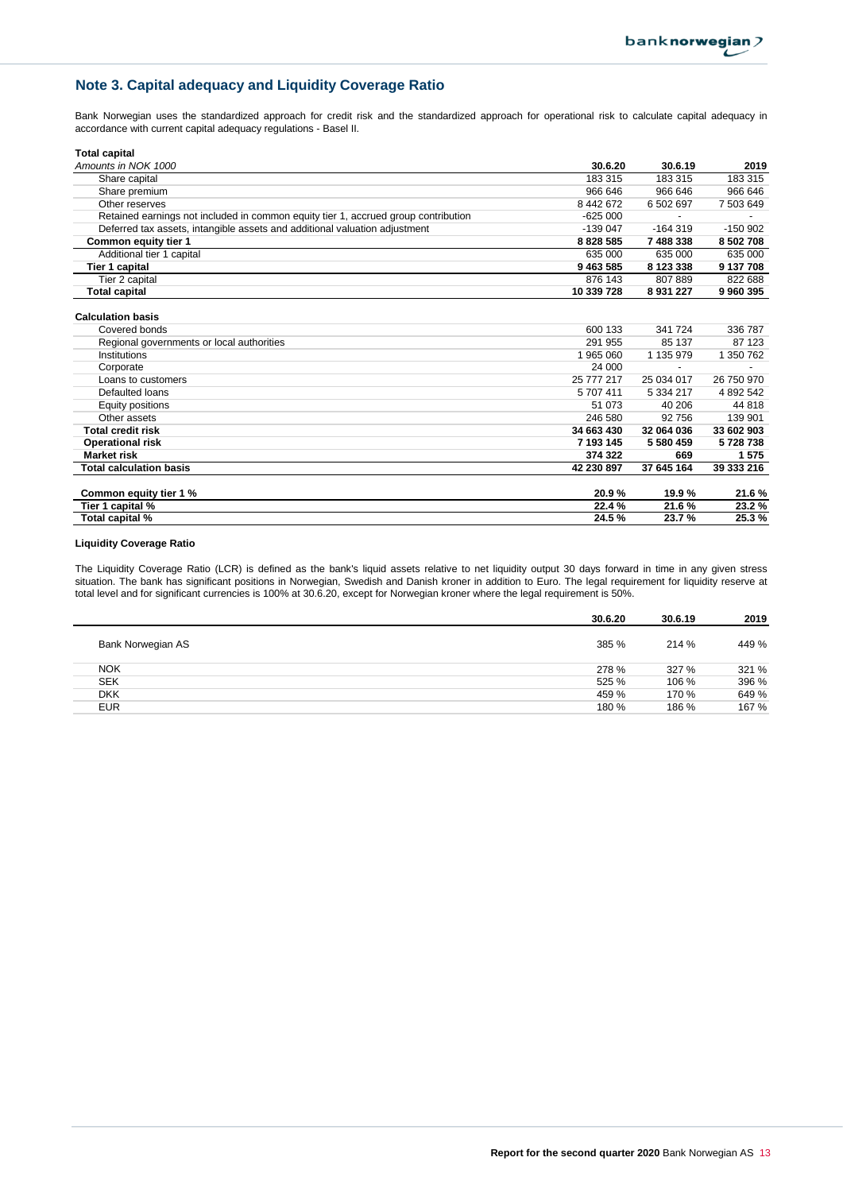## Note 3. Capital adequacy and Liquidity Coverage Ratio

Bank Norwegian uses the standardized approach for credit risk and the standardized approach for operational risk to calculate capital adequacy in accordance with current capital adequacy regulations - Basel II.

**Total capital**

| *Amounts in NOK 1000* | 30.6.20 | 30.6.19 | 2019 |
|---|---|---|---|
| Share capital | 183 315 | 183 315 | 183 315 |
| Share premium | 966 646 | 966 646 | 966 646 |
| Other reserves | 8 442 672 | 6 502 697 | 7 503 649 |
| Retained earnings not included in common equity tier 1, accrued group contribution | -625 000 | - | - |
| Deferred tax assets, intangible assets and additional valuation adjustment | -139 047 | -164 319 | -150 902 |
| **Common equity tier 1** | **8 828 585** | **7 488 338** | **8 502 708** |
| Additional tier 1 capital | 635 000 | 635 000 | 635 000 |
| **Tier 1 capital** | **9 463 585** | **8 123 338** | **9 137 708** |
| Tier 2 capital | 876 143 | 807 889 | 822 688 |
| **Total capital** | **10 339 728** | **8 931 227** | **9 960 395** |

**Calculation basis**

| | 30.6.20 | 30.6.19 | 2019 |
|---|---|---|---|
| Covered bonds | 600 133 | 341 724 | 336 787 |
| Regional governments or local authorities | 291 955 | 85 137 | 87 123 |
| Institutions | 1 965 060 | 1 135 979 | 1 350 762 |
| Corporate | 24 000 | - | - |
| Loans to customers | 25 777 217 | 25 034 017 | 26 750 970 |
| Defaulted loans | 5 707 411 | 5 334 217 | 4 892 542 |
| Equity positions | 51 073 | 40 206 | 44 818 |
| Other assets | 246 580 | 92 756 | 139 901 |
| **Total credit risk** | **34 663 430** | **32 064 036** | **33 602 903** |
| **Operational risk** | **7 193 145** | **5 580 459** | **5 728 738** |
| **Market risk** | **374 322** | **669** | **1 575** |
| **Total calculation basis** | **42 230 897** | **37 645 164** | **39 333 216** |
| | | | |
| **Common equity tier 1 %** | **20.9 %** | **19.9 %** | **21.6 %** |
| **Tier 1 capital %** | **22.4 %** | **21.6 %** | **23.2 %** |
| **Total capital %** | **24.5 %** | **23.7 %** | **25.3 %** |

**Liquidity Coverage Ratio**

The Liquidity Coverage Ratio (LCR) is defined as the bank's liquid assets relative to net liquidity output 30 days forward in time in any given stress situation. The bank has significant positions in Norwegian, Swedish and Danish kroner in addition to Euro. The legal requirement for liquidity reserve at total level and for significant currencies is 100% at 30.6.20, except for Norwegian kroner where the legal requirement is 50%.

| | 30.6.20 | 30.6.19 | 2019 |
|---|---|---|---|
| Bank Norwegian AS | 385 % | 214 % | 449 % |
| NOK | 278 % | 327 % | 321 % |
| SEK | 525 % | 106 % | 396 % |
| DKK | 459 % | 170 % | 649 % |
| EUR | 180 % | 186 % | 167 % |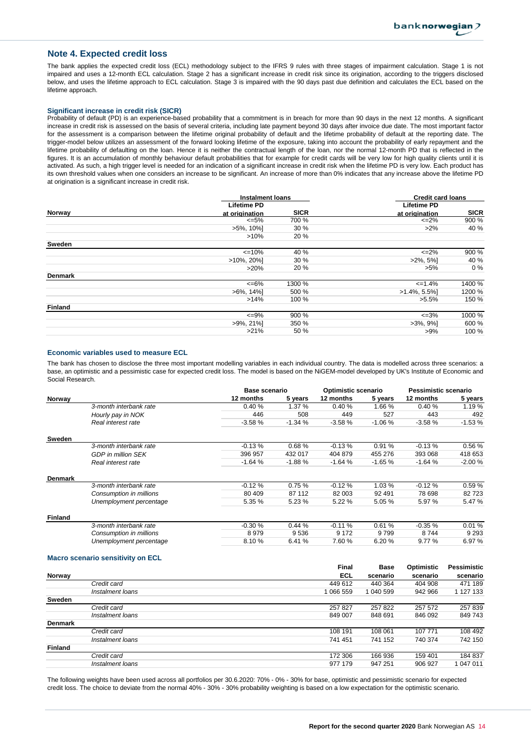## Note 4. Expected credit loss

The bank applies the expected credit loss (ECL) methodology subject to the IFRS 9 rules with three stages of impairment calculation. Stage 1 is not impaired and uses a 12-month ECL calculation. Stage 2 has a significant increase in credit risk since its origination, according to the triggers disclosed below, and uses the lifetime approach to ECL calculation. Stage 3 is impaired with the 90 days past due definition and calculates the ECL based on the lifetime approach.

### Significant increase in credit risk (SICR)

Probability of default (PD) is an experience-based probability that a commitment is in breach for more than 90 days in the next 12 months. A significant increase in credit risk is assessed on the basis of several criteria, including late payment beyond 30 days after invoice due date. The most important factor for the assessment is a comparison between the lifetime original probability of default and the lifetime probability of default at the reporting date. The trigger-model below utilizes an assessment of the forward looking lifetime of the exposure, taking into account the probability of early repayment and the lifetime probability of defaulting on the loan. Hence it is neither the contractual length of the loan, nor the normal 12-month PD that is reflected in the figures. It is an accumulation of monthly behaviour default probabilities that for example for credit cards will be very low for high quality clients until it is activated. As such, a high trigger level is needed for an indication of a significant increase in credit risk when the lifetime PD is very low. Each product has its own threshold values when one considers an increase to be significant. An increase of more than 0% indicates that any increase above the lifetime PD at origination is a significant increase in credit risk.

| | Instalment loans | | Credit card loans | |
|---|---|---|---|---|
| **Norway** | **Lifetime PD at origination** | **SICR** | **Lifetime PD at origination** | **SICR** |
| | <=5% | 700 % | <=2% | 900 % |
| | >5%, 10%] | 30 % | >2% | 40 % |
| | >10% | 20 % | | |
| **Sweden** | | | | |
| | <=10% | 40 % | <=2% | 900 % |
| | >10%, 20%] | 30 % | >2%, 5%] | 40 % |
| | >20% | 20 % | >5% | 0 % |
| **Denmark** | | | | |
| | <=6% | 1300 % | <=1.4% | 1400 % |
| | >6%, 14%] | 500 % | >1.4%, 5.5%] | 1200 % |
| | >14% | 100 % | >5.5% | 150 % |
| **Finland** | | | | |
| | <=9% | 900 % | <=3% | 1000 % |
| | >9%, 21%] | 350 % | >3%, 9%] | 600 % |
| | >21% | 50 % | >9% | 100 % |

### Economic variables used to measure ECL

The bank has chosen to disclose the three most important modelling variables in each individual country. The data is modelled across three scenarios: a base, an optimistic and a pessimistic case for expected credit loss. The model is based on the NiGEM-model developed by UK's Institute of Economic and Social Research.

| | Base scenario | | Optimistic scenario | | Pessimistic scenario | |
|---|---|---|---|---|---|---|
| **Norway** | **12 months** | **5 years** | **12 months** | **5 years** | **12 months** | **5 years** |
| *3-month interbank rate* | 0.40 % | 1.37 % | 0.40 % | 1.66 % | 0.40 % | 1.19 % |
| *Hourly pay in NOK* | 446 | 508 | 449 | 527 | 443 | 492 |
| *Real interest rate* | -3.58 % | -1.34 % | -3.58 % | -1.06 % | -3.58 % | -1.53 % |
| **Sweden** | | | | | | |
| *3-month interbank rate* | -0.13 % | 0.68 % | -0.13 % | 0.91 % | -0.13 % | 0.56 % |
| *GDP in million SEK* | 396 957 | 432 017 | 404 879 | 455 276 | 393 068 | 418 653 |
| *Real interest rate* | -1.64 % | -1.88 % | -1.64 % | -1.65 % | -1.64 % | -2.00 % |
| **Denmark** | | | | | | |
| *3-month interbank rate* | -0.12 % | 0.75 % | -0.12 % | 1.03 % | -0.12 % | 0.59 % |
| *Consumption in millions* | 80 409 | 87 112 | 82 003 | 92 491 | 78 698 | 82 723 |
| *Unemployment percentage* | 5.35 % | 5.23 % | 5.22 % | 5.05 % | 5.97 % | 5.47 % |
| **Finland** | | | | | | |
| *3-month interbank rate* | -0.30 % | 0.44 % | -0.11 % | 0.61 % | -0.35 % | 0.01 % |
| *Consumption in millions* | 8 979 | 9 536 | 9 172 | 9 799 | 8 744 | 9 293 |
| *Unemployment percentage* | 8.10 % | 6.41 % | 7.60 % | 6.20 % | 9.77 % | 6.97 % |

### Macro scenario sensitivity on ECL

| **Norway** | **Final ECL** | **Base scenario** | **Optimistic scenario** | **Pessimistic scenario** |
|---|---|---|---|---|
| *Credit card* | 449 612 | 440 364 | 404 908 | 471 189 |
| *Instalment loans* | 1 066 559 | 1 040 599 | 942 966 | 1 127 133 |
| **Sweden** | | | | |
| *Credit card* | 257 827 | 257 822 | 257 572 | 257 839 |
| *Instalment loans* | 849 007 | 848 691 | 846 092 | 849 743 |
| **Denmark** | | | | |
| *Credit card* | 108 191 | 108 061 | 107 771 | 108 492 |
| *Instalment loans* | 741 451 | 741 152 | 740 374 | 742 150 |
| **Finland** | | | | |
| *Credit card* | 172 306 | 166 936 | 159 401 | 184 837 |
| *Instalment loans* | 977 179 | 947 251 | 906 927 | 1 047 011 |

The following weights have been used across all portfolios per 30.6.2020: 70% - 0% - 30% for base, optimistic and pessimistic scenario for expected credit loss. The choice to deviate from the normal 40% - 30% - 30% probability weighting is based on a low expectation for the optimistic scenario.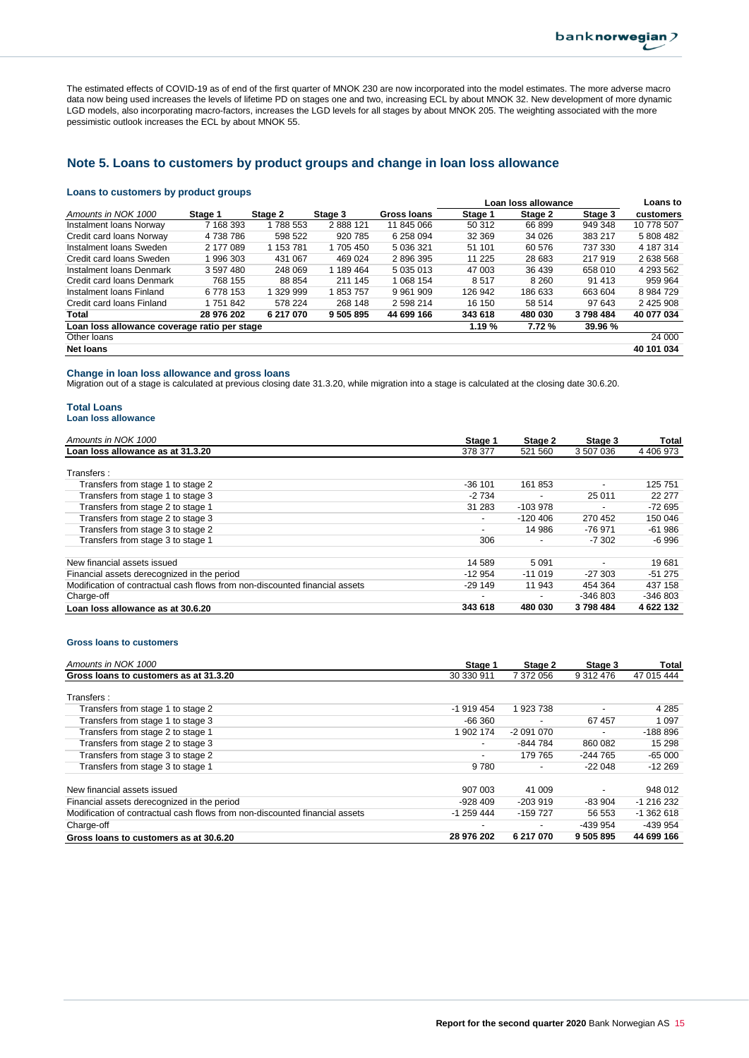The estimated effects of COVID-19 as of end of the first quarter of MNOK 230 are now incorporated into the model estimates. The more adverse macro data now being used increases the levels of lifetime PD on stages one and two, increasing ECL by about MNOK 32. New development of more dynamic LGD models, also incorporating macro-factors, increases the LGD levels for all stages by about MNOK 205. The weighting associated with the more pessimistic outlook increases the ECL by about MNOK 55.

## Note 5. Loans to customers by product groups and change in loan loss allowance

### Loans to customers by product groups

| | | | | | Loan loss allowance | | | Loans to |
|---|---|---|---|---|---|---|---|---|
| *Amounts in NOK 1000* | **Stage 1** | **Stage 2** | **Stage 3** | **Gross loans** | **Stage 1** | **Stage 2** | **Stage 3** | **customers** |
| Instalment loans Norway | 7 168 393 | 1 788 553 | 2 888 121 | 11 845 066 | 50 312 | 66 899 | 949 348 | 10 778 507 |
| Credit card loans Norway | 4 738 786 | 598 522 | 920 785 | 6 258 094 | 32 369 | 34 026 | 383 217 | 5 808 482 |
| Instalment loans Sweden | 2 177 089 | 1 153 781 | 1 705 450 | 5 036 321 | 51 101 | 60 576 | 737 330 | 4 187 314 |
| Credit card loans Sweden | 1 996 303 | 431 067 | 469 024 | 2 896 395 | 11 225 | 28 683 | 217 919 | 2 638 568 |
| Instalment loans Denmark | 3 597 480 | 248 069 | 1 189 464 | 5 035 013 | 47 003 | 36 439 | 658 010 | 4 293 562 |
| Credit card loans Denmark | 768 155 | 88 854 | 211 145 | 1 068 154 | 8 517 | 8 260 | 91 413 | 959 964 |
| Instalment loans Finland | 6 778 153 | 1 329 999 | 1 853 757 | 9 961 909 | 126 942 | 186 633 | 663 604 | 8 984 729 |
| Credit card loans Finland | 1 751 842 | 578 224 | 268 148 | 2 598 214 | 16 150 | 58 514 | 97 643 | 2 425 908 |
| **Total** | **28 976 202** | **6 217 070** | **9 505 895** | **44 699 166** | **343 618** | **480 030** | **3 798 484** | **40 077 034** |
| **Loan loss allowance coverage ratio per stage** | | | | | **1.19 %** | **7.72 %** | **39.96 %** | |
| Other loans | | | | | | | | 24 000 |
| **Net loans** | | | | | | | | **40 101 034** |

### Change in loan loss allowance and gross loans

Migration out of a stage is calculated at previous closing date 31.3.20, while migration into a stage is calculated at the closing date 30.6.20.

### Total Loans

**Loan loss allowance**

| *Amounts in NOK 1000* | Stage 1 | Stage 2 | Stage 3 | Total |
|---|---|---|---|---|
| **Loan loss allowance as at 31.3.20** | 378 377 | 521 560 | 3 507 036 | 4 406 973 |
| Transfers : | | | | |
| Transfers from stage 1 to stage 2 | -36 101 | 161 853 | - | 125 751 |
| Transfers from stage 1 to stage 3 | -2 734 | - | 25 011 | 22 277 |
| Transfers from stage 2 to stage 1 | 31 283 | -103 978 | - | -72 695 |
| Transfers from stage 2 to stage 3 | - | -120 406 | 270 452 | 150 046 |
| Transfers from stage 3 to stage 2 | - | 14 986 | -76 971 | -61 986 |
| Transfers from stage 3 to stage 1 | 306 | - | -7 302 | -6 996 |
| New financial assets issued | 14 589 | 5 091 | - | 19 681 |
| Financial assets derecognized in the period | -12 954 | -11 019 | -27 303 | -51 275 |
| Modification of contractual cash flows from non-discounted financial assets | -29 149 | 11 943 | 454 364 | 437 158 |
| Charge-off | - | - | -346 803 | -346 803 |
| **Loan loss allowance as at 30.6.20** | **343 618** | **480 030** | **3 798 484** | **4 622 132** |

**Gross loans to customers**

| *Amounts in NOK 1000* | Stage 1 | Stage 2 | Stage 3 | Total |
|---|---|---|---|---|
| **Gross loans to customers as at 31.3.20** | 30 330 911 | 7 372 056 | 9 312 476 | 47 015 444 |
| Transfers : | | | | |
| Transfers from stage 1 to stage 2 | -1 919 454 | 1 923 738 | - | 4 285 |
| Transfers from stage 1 to stage 3 | -66 360 | - | 67 457 | 1 097 |
| Transfers from stage 2 to stage 1 | 1 902 174 | -2 091 070 | - | -188 896 |
| Transfers from stage 2 to stage 3 | - | -844 784 | 860 082 | 15 298 |
| Transfers from stage 3 to stage 2 | - | 179 765 | -244 765 | -65 000 |
| Transfers from stage 3 to stage 1 | 9 780 | - | -22 048 | -12 269 |
| New financial assets issued | 907 003 | 41 009 | - | 948 012 |
| Financial assets derecognized in the period | -928 409 | -203 919 | -83 904 | -1 216 232 |
| Modification of contractual cash flows from non-discounted financial assets | -1 259 444 | -159 727 | 56 553 | -1 362 618 |
| Charge-off | - | - | -439 954 | -439 954 |
| **Gross loans to customers as at 30.6.20** | **28 976 202** | **6 217 070** | **9 505 895** | **44 699 166** |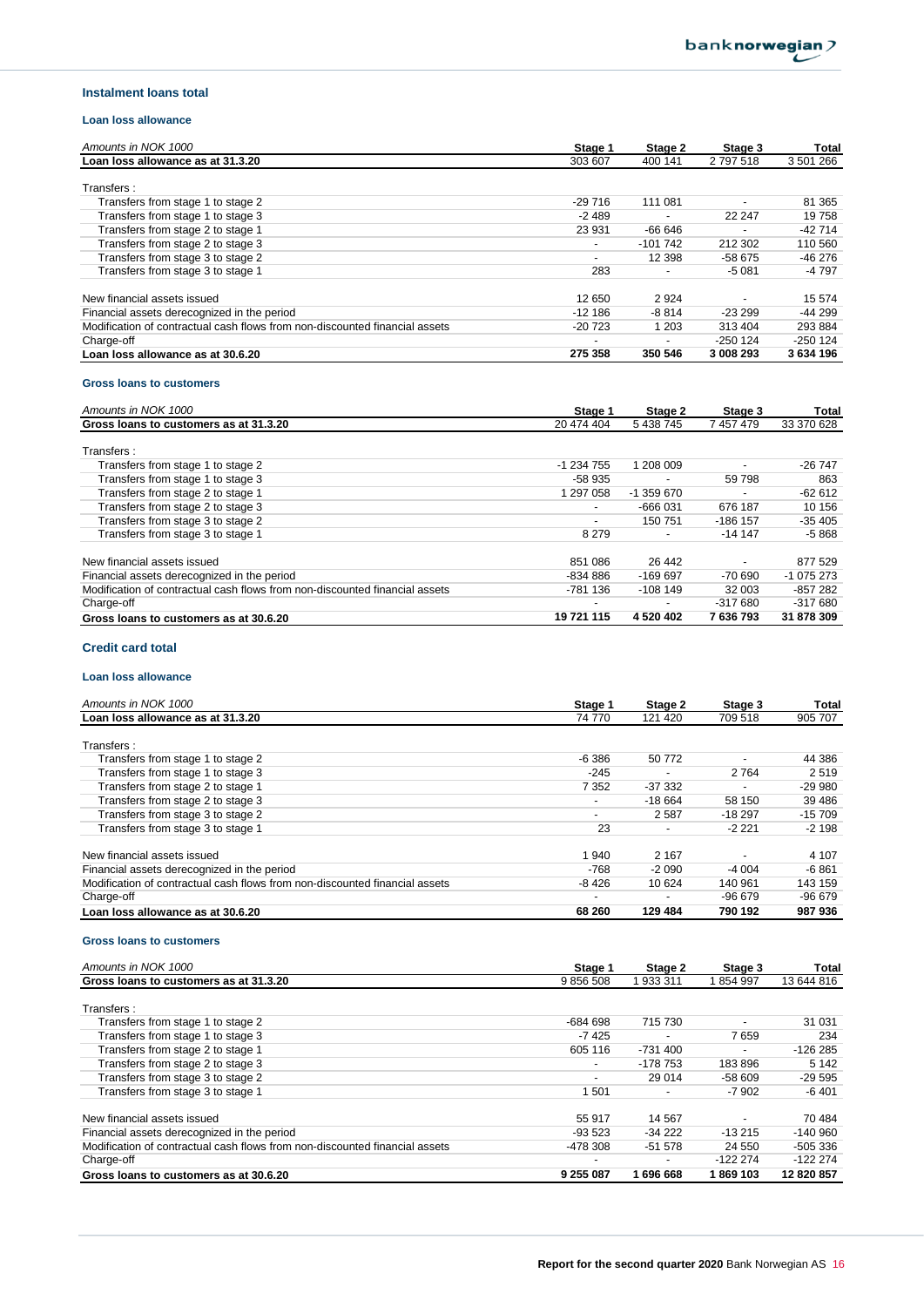## Instalment loans total

### Loan loss allowance

| Amounts in NOK 1000 | Stage 1 | Stage 2 | Stage 3 | Total |
|---|---|---|---|---|
| **Loan loss allowance as at 31.3.20** | 303 607 | 400 141 | 2 797 518 | 3 501 266 |
| Transfers : | | | | |
| Transfers from stage 1 to stage 2 | -29 716 | 111 081 | - | 81 365 |
| Transfers from stage 1 to stage 3 | -2 489 | - | 22 247 | 19 758 |
| Transfers from stage 2 to stage 1 | 23 931 | -66 646 | - | -42 714 |
| Transfers from stage 2 to stage 3 | - | -101 742 | 212 302 | 110 560 |
| Transfers from stage 3 to stage 2 | - | 12 398 | -58 675 | -46 276 |
| Transfers from stage 3 to stage 1 | 283 | - | -5 081 | -4 797 |
| New financial assets issued | 12 650 | 2 924 | - | 15 574 |
| Financial assets derecognized in the period | -12 186 | -8 814 | -23 299 | -44 299 |
| Modification of contractual cash flows from non-discounted financial assets | -20 723 | 1 203 | 313 404 | 293 884 |
| Charge-off | - | - | -250 124 | -250 124 |
| **Loan loss allowance as at 30.6.20** | **275 358** | **350 546** | **3 008 293** | **3 634 196** |

### Gross loans to customers

| Amounts in NOK 1000 | Stage 1 | Stage 2 | Stage 3 | Total |
|---|---|---|---|---|
| **Gross loans to customers as at 31.3.20** | 20 474 404 | 5 438 745 | 7 457 479 | 33 370 628 |
| Transfers : | | | | |
| Transfers from stage 1 to stage 2 | -1 234 755 | 1 208 009 | - | -26 747 |
| Transfers from stage 1 to stage 3 | -58 935 | - | 59 798 | 863 |
| Transfers from stage 2 to stage 1 | 1 297 058 | -1 359 670 | - | -62 612 |
| Transfers from stage 2 to stage 3 | - | -666 031 | 676 187 | 10 156 |
| Transfers from stage 3 to stage 2 | - | 150 751 | -186 157 | -35 405 |
| Transfers from stage 3 to stage 1 | 8 279 | - | -14 147 | -5 868 |
| New financial assets issued | 851 086 | 26 442 | - | 877 529 |
| Financial assets derecognized in the period | -834 886 | -169 697 | -70 690 | -1 075 273 |
| Modification of contractual cash flows from non-discounted financial assets | -781 136 | -108 149 | 32 003 | -857 282 |
| Charge-off | - | - | -317 680 | -317 680 |
| **Gross loans to customers as at 30.6.20** | **19 721 115** | **4 520 402** | **7 636 793** | **31 878 309** |

## Credit card total

### Loan loss allowance

| Amounts in NOK 1000 | Stage 1 | Stage 2 | Stage 3 | Total |
|---|---|---|---|---|
| **Loan loss allowance as at 31.3.20** | 74 770 | 121 420 | 709 518 | 905 707 |
| Transfers : | | | | |
| Transfers from stage 1 to stage 2 | -6 386 | 50 772 | - | 44 386 |
| Transfers from stage 1 to stage 3 | -245 | - | 2 764 | 2 519 |
| Transfers from stage 2 to stage 1 | 7 352 | -37 332 | - | -29 980 |
| Transfers from stage 2 to stage 3 | - | -18 664 | 58 150 | 39 486 |
| Transfers from stage 3 to stage 2 | - | 2 587 | -18 297 | -15 709 |
| Transfers from stage 3 to stage 1 | 23 | - | -2 221 | -2 198 |
| New financial assets issued | 1 940 | 2 167 | - | 4 107 |
| Financial assets derecognized in the period | -768 | -2 090 | -4 004 | -6 861 |
| Modification of contractual cash flows from non-discounted financial assets | -8 426 | 10 624 | 140 961 | 143 159 |
| Charge-off | - | - | -96 679 | -96 679 |
| **Loan loss allowance as at 30.6.20** | **68 260** | **129 484** | **790 192** | **987 936** |

### Gross loans to customers

| Amounts in NOK 1000 | Stage 1 | Stage 2 | Stage 3 | Total |
|---|---|---|---|---|
| **Gross loans to customers as at 31.3.20** | 9 856 508 | 1 933 311 | 1 854 997 | 13 644 816 |
| Transfers : | | | | |
| Transfers from stage 1 to stage 2 | -684 698 | 715 730 | - | 31 031 |
| Transfers from stage 1 to stage 3 | -7 425 | - | 7 659 | 234 |
| Transfers from stage 2 to stage 1 | 605 116 | -731 400 | - | -126 285 |
| Transfers from stage 2 to stage 3 | - | -178 753 | 183 896 | 5 142 |
| Transfers from stage 3 to stage 2 | - | 29 014 | -58 609 | -29 595 |
| Transfers from stage 3 to stage 1 | 1 501 | - | -7 902 | -6 401 |
| New financial assets issued | 55 917 | 14 567 | - | 70 484 |
| Financial assets derecognized in the period | -93 523 | -34 222 | -13 215 | -140 960 |
| Modification of contractual cash flows from non-discounted financial assets | -478 308 | -51 578 | 24 550 | -505 336 |
| Charge-off | - | - | -122 274 | -122 274 |
| **Gross loans to customers as at 30.6.20** | **9 255 087** | **1 696 668** | **1 869 103** | **12 820 857** |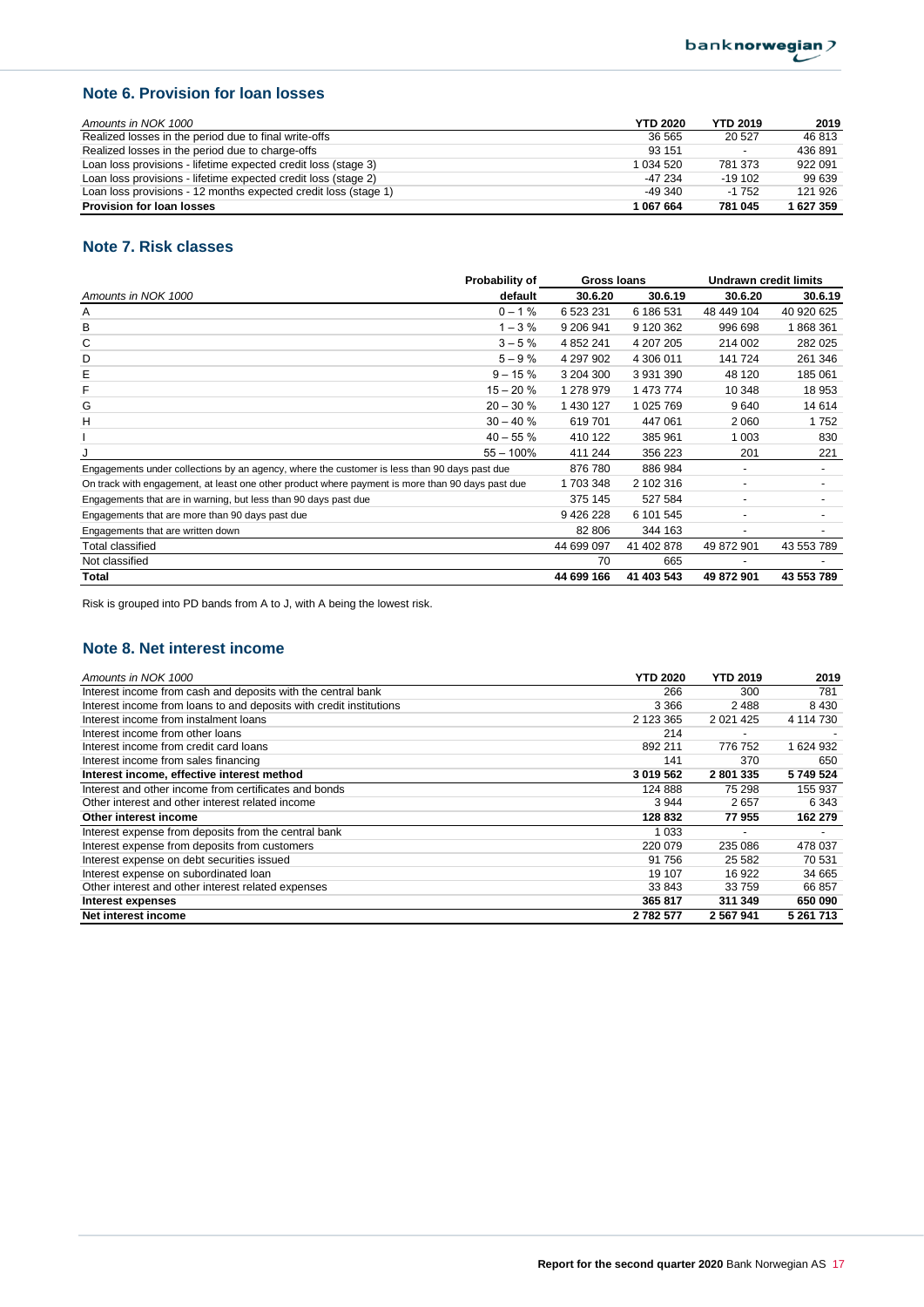## Note 6. Provision for loan losses

| Amounts in NOK 1000 | YTD 2020 | YTD 2019 | 2019 |
|---|---|---|---|
| Realized losses in the period due to final write-offs | 36 565 | 20 527 | 46 813 |
| Realized losses in the period due to charge-offs | 93 151 | - | 436 891 |
| Loan loss provisions - lifetime expected credit loss (stage 3) | 1 034 520 | 781 373 | 922 091 |
| Loan loss provisions - lifetime expected credit loss (stage 2) | -47 234 | -19 102 | 99 639 |
| Loan loss provisions - 12 months expected credit loss (stage 1) | -49 340 | -1 752 | 121 926 |
| **Provision for loan losses** | **1 067 664** | **781 045** | **1 627 359** |

## Note 7. Risk classes

| | Probability of | Gross loans | | Undrawn credit limits | |
|---|---|---|---|---|---|
| Amounts in NOK 1000 | default | 30.6.20 | 30.6.19 | 30.6.20 | 30.6.19 |
| A | 0 – 1 % | 6 523 231 | 6 186 531 | 48 449 104 | 40 920 625 |
| B | 1 – 3 % | 9 206 941 | 9 120 362 | 996 698 | 1 868 361 |
| C | 3 – 5 % | 4 852 241 | 4 207 205 | 214 002 | 282 025 |
| D | 5 – 9 % | 4 297 902 | 4 306 011 | 141 724 | 261 346 |
| E | 9 – 15 % | 3 204 300 | 3 931 390 | 48 120 | 185 061 |
| F | 15 – 20 % | 1 278 979 | 1 473 774 | 10 348 | 18 953 |
| G | 20 – 30 % | 1 430 127 | 1 025 769 | 9 640 | 14 614 |
| H | 30 – 40 % | 619 701 | 447 061 | 2 060 | 1 752 |
| I | 40 – 55 % | 410 122 | 385 961 | 1 003 | 830 |
| J | 55 – 100% | 411 244 | 356 223 | 201 | 221 |
| Engagements under collections by an agency, where the customer is less than 90 days past due | | 876 780 | 886 984 | - | - |
| On track with engagement, at least one other product where payment is more than 90 days past due | | 1 703 348 | 2 102 316 | - | - |
| Engagements that are in warning, but less than 90 days past due | | 375 145 | 527 584 | - | - |
| Engagements that are more than 90 days past due | | 9 426 228 | 6 101 545 | - | - |
| Engagements that are written down | | 82 806 | 344 163 | - | - |
| Total classified | | 44 699 097 | 41 402 878 | 49 872 901 | 43 553 789 |
| Not classified | | 70 | 665 | - | - |
| **Total** | | **44 699 166** | **41 403 543** | **49 872 901** | **43 553 789** |

Risk is grouped into PD bands from A to J, with A being the lowest risk.

## Note 8. Net interest income

| Amounts in NOK 1000 | YTD 2020 | YTD 2019 | 2019 |
|---|---|---|---|
| Interest income from cash and deposits with the central bank | 266 | 300 | 781 |
| Interest income from loans to and deposits with credit institutions | 3 366 | 2 488 | 8 430 |
| Interest income from instalment loans | 2 123 365 | 2 021 425 | 4 114 730 |
| Interest income from other loans | 214 | - | - |
| Interest income from credit card loans | 892 211 | 776 752 | 1 624 932 |
| Interest income from sales financing | 141 | 370 | 650 |
| **Interest income, effective interest method** | **3 019 562** | **2 801 335** | **5 749 524** |
| Interest and other income from certificates and bonds | 124 888 | 75 298 | 155 937 |
| Other interest and other interest related income | 3 944 | 2 657 | 6 343 |
| **Other interest income** | **128 832** | **77 955** | **162 279** |
| Interest expense from deposits from the central bank | 1 033 | - | - |
| Interest expense from deposits from customers | 220 079 | 235 086 | 478 037 |
| Interest expense on debt securities issued | 91 756 | 25 582 | 70 531 |
| Interest expense on subordinated loan | 19 107 | 16 922 | 34 665 |
| Other interest and other interest related expenses | 33 843 | 33 759 | 66 857 |
| **Interest expenses** | **365 817** | **311 349** | **650 090** |
| **Net interest income** | **2 782 577** | **2 567 941** | **5 261 713** |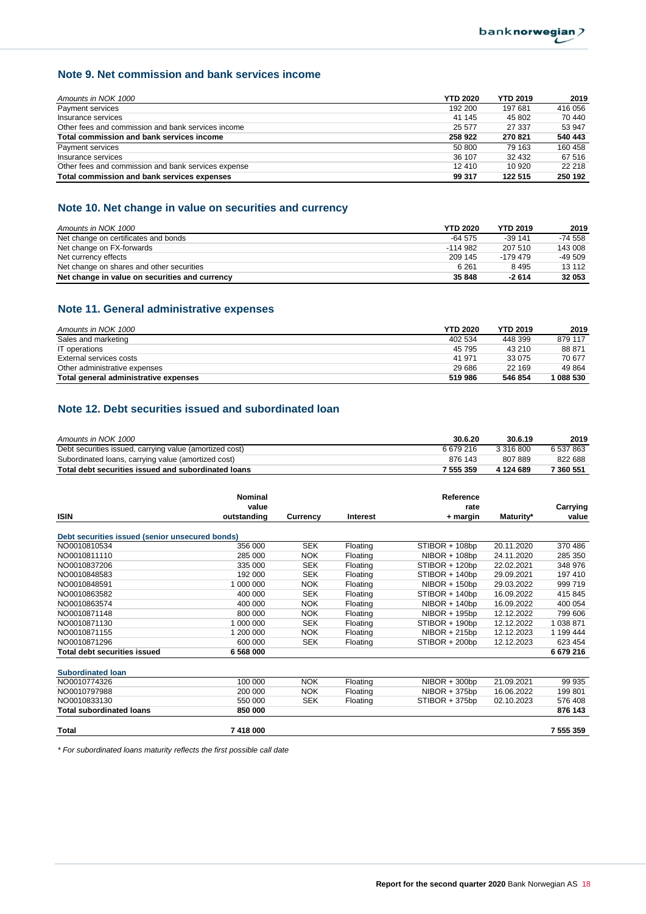## Note 9. Net commission and bank services income

| *Amounts in NOK 1000* | **YTD 2020** | **YTD 2019** | **2019** |
|---|---|---|---|
| Payment services | 192 200 | 197 681 | 416 056 |
| Insurance services | 41 145 | 45 802 | 70 440 |
| Other fees and commission and bank services income | 25 577 | 27 337 | 53 947 |
| **Total commission and bank services income** | **258 922** | **270 821** | **540 443** |
| Payment services | 50 800 | 79 163 | 160 458 |
| Insurance services | 36 107 | 32 432 | 67 516 |
| Other fees and commission and bank services expense | 12 410 | 10 920 | 22 218 |
| **Total commission and bank services expenses** | **99 317** | **122 515** | **250 192** |

## Note 10. Net change in value on securities and currency

| *Amounts in NOK 1000* | **YTD 2020** | **YTD 2019** | **2019** |
|---|---|---|---|
| Net change on certificates and bonds | -64 575 | -39 141 | -74 558 |
| Net change on FX-forwards | -114 982 | 207 510 | 143 008 |
| Net currency effects | 209 145 | -179 479 | -49 509 |
| Net change on shares and other securities | 6 261 | 8 495 | 13 112 |
| **Net change in value on securities and currency** | **35 848** | **-2 614** | **32 053** |

## Note 11. General administrative expenses

| *Amounts in NOK 1000* | **YTD 2020** | **YTD 2019** | **2019** |
|---|---|---|---|
| Sales and marketing | 402 534 | 448 399 | 879 117 |
| IT operations | 45 795 | 43 210 | 88 871 |
| External services costs | 41 971 | 33 075 | 70 677 |
| Other administrative expenses | 29 686 | 22 169 | 49 864 |
| **Total general administrative expenses** | **519 986** | **546 854** | **1 088 530** |

## Note 12. Debt securities issued and subordinated loan

| *Amounts in NOK 1000* | **30.6.20** | **30.6.19** | **2019** |
|---|---|---|---|
| Debt securities issued, carrying value (amortized cost) | 6 679 216 | 3 316 800 | 6 537 863 |
| Subordinated loans, carrying value (amortized cost) | 876 143 | 807 889 | 822 688 |
| **Total debt securities issued and subordinated loans** | **7 555 359** | **4 124 689** | **7 360 551** |

| **ISIN** | **Nominal value outstanding** | **Currency** | **Interest** | **Reference rate + margin** | **Maturity*** | **Carrying value** |
|---|---|---|---|---|---|---|
| **Debt securities issued (senior unsecured bonds)** | | | | | | |
| NO0010810534 | 356 000 | SEK | Floating | STIBOR + 108bp | 20.11.2020 | 370 486 |
| NO0010811110 | 285 000 | NOK | Floating | NIBOR + 108bp | 24.11.2020 | 285 350 |
| NO0010837206 | 335 000 | SEK | Floating | STIBOR + 120bp | 22.02.2021 | 348 976 |
| NO0010848583 | 192 000 | SEK | Floating | STIBOR + 140bp | 29.09.2021 | 197 410 |
| NO0010848591 | 1 000 000 | NOK | Floating | NIBOR + 150bp | 29.03.2022 | 999 719 |
| NO0010863582 | 400 000 | SEK | Floating | STIBOR + 140bp | 16.09.2022 | 415 845 |
| NO0010863574 | 400 000 | NOK | Floating | NIBOR + 140bp | 16.09.2022 | 400 054 |
| NO0010871148 | 800 000 | NOK | Floating | NIBOR + 195bp | 12.12.2022 | 799 606 |
| NO0010871130 | 1 000 000 | SEK | Floating | STIBOR + 190bp | 12.12.2022 | 1 038 871 |
| NO0010871155 | 1 200 000 | NOK | Floating | NIBOR + 215bp | 12.12.2023 | 1 199 444 |
| NO0010871296 | 600 000 | SEK | Floating | STIBOR + 200bp | 12.12.2023 | 623 454 |
| **Total debt securities issued** | **6 568 000** | | | | | **6 679 216** |
| **Subordinated loan** | | | | | | |
| NO0010774326 | 100 000 | NOK | Floating | NIBOR + 300bp | 21.09.2021 | 99 935 |
| NO0010797988 | 200 000 | NOK | Floating | NIBOR + 375bp | 16.06.2022 | 199 801 |
| NO0010833130 | 550 000 | SEK | Floating | STIBOR + 375bp | 02.10.2023 | 576 408 |
| **Total subordinated loans** | **850 000** | | | | | **876 143** |
| **Total** | **7 418 000** | | | | | **7 555 359** |

*\* For subordinated loans maturity reflects the first possible call date*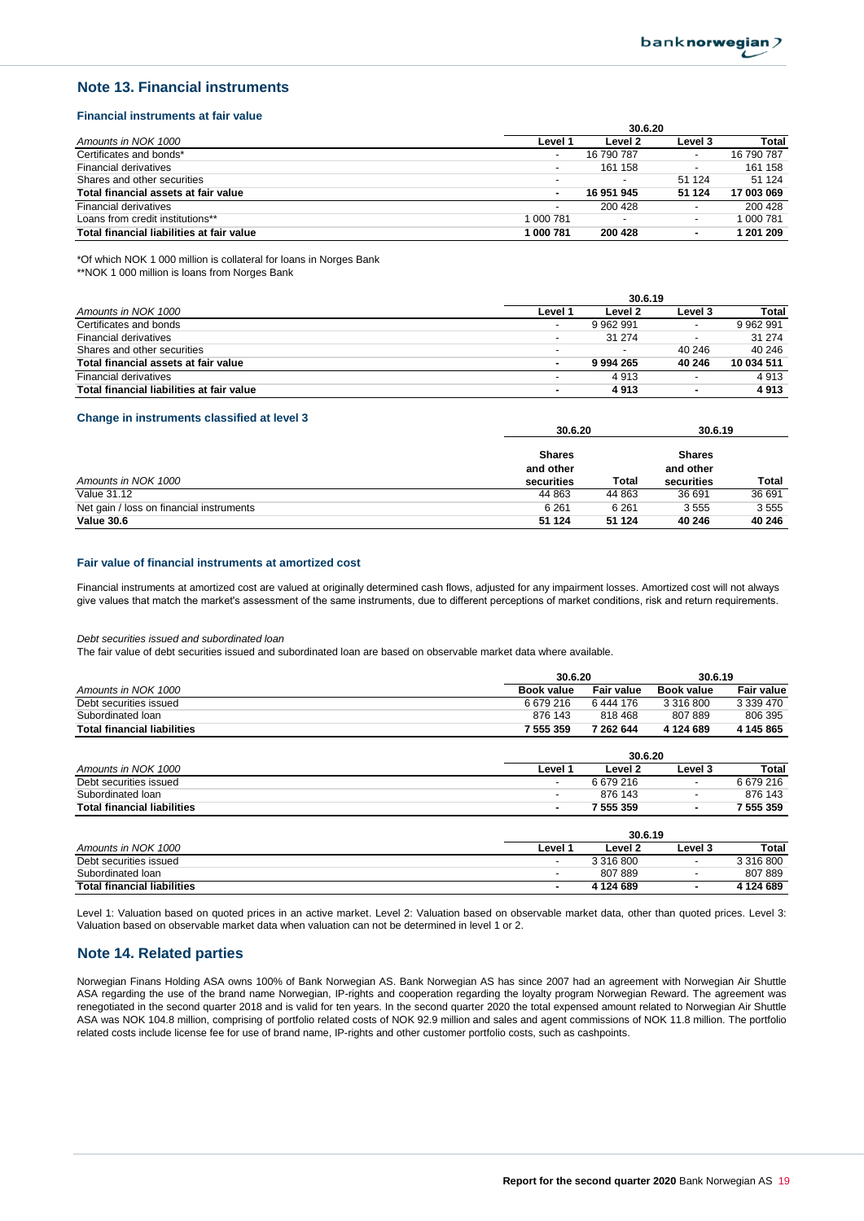## Note 13. Financial instruments

### Financial instruments at fair value

| Amounts in NOK 1000 | 30.6.20 Level 1 | Level 2 | Level 3 | Total |
|---|---|---|---|---|
| Certificates and bonds* | - | 16 790 787 | - | 16 790 787 |
| Financial derivatives | - | 161 158 | - | 161 158 |
| Shares and other securities | - | - | 51 124 | 51 124 |
| **Total financial assets at fair value** | **-** | **16 951 945** | **51 124** | **17 003 069** |
| Financial derivatives | - | 200 428 | - | 200 428 |
| Loans from credit institutions** | 1 000 781 | - | - | 1 000 781 |
| **Total financial liabilities at fair value** | **1 000 781** | **200 428** | **-** | **1 201 209** |

*Of which NOK 1 000 million is collateral for loans in Norges Bank
**NOK 1 000 million is loans from Norges Bank

| Amounts in NOK 1000 | 30.6.19 Level 1 | Level 2 | Level 3 | Total |
|---|---|---|---|---|
| Certificates and bonds | - | 9 962 991 | - | 9 962 991 |
| Financial derivatives | - | 31 274 | - | 31 274 |
| Shares and other securities | - | - | 40 246 | 40 246 |
| **Total financial assets at fair value** | **-** | **9 994 265** | **40 246** | **10 034 511** |
| Financial derivatives | - | 4 913 | - | 4 913 |
| **Total financial liabilities at fair value** | **-** | **4 913** | **-** | **4 913** |

### Change in instruments classified at level 3

| | 30.6.20 | | 30.6.19 | |
|---|---|---|---|---|
| Amounts in NOK 1000 | Shares and other securities | Total | Shares and other securities | Total |
| Value 31.12 | 44 863 | 44 863 | 36 691 | 36 691 |
| Net gain / loss on financial instruments | 6 261 | 6 261 | 3 555 | 3 555 |
| **Value 30.6** | **51 124** | **51 124** | **40 246** | **40 246** |

### Fair value of financial instruments at amortized cost

Financial instruments at amortized cost are valued at originally determined cash flows, adjusted for any impairment losses. Amortized cost will not always give values that match the market's assessment of the same instruments, due to different perceptions of market conditions, risk and return requirements.

*Debt securities issued and subordinated loan*

The fair value of debt securities issued and subordinated loan are based on observable market data where available.

| | 30.6.20 | | 30.6.19 | |
|---|---|---|---|---|
| Amounts in NOK 1000 | Book value | Fair value | Book value | Fair value |
| Debt securities issued | 6 679 216 | 6 444 176 | 3 316 800 | 3 339 470 |
| Subordinated loan | 876 143 | 818 468 | 807 889 | 806 395 |
| **Total financial liabilities** | **7 555 359** | **7 262 644** | **4 124 689** | **4 145 865** |

| Amounts in NOK 1000 | 30.6.20 Level 1 | Level 2 | Level 3 | Total |
|---|---|---|---|---|
| Debt securities issued | - | 6 679 216 | - | 6 679 216 |
| Subordinated loan | - | 876 143 | - | 876 143 |
| **Total financial liabilities** | **-** | **7 555 359** | **-** | **7 555 359** |

| Amounts in NOK 1000 | 30.6.19 Level 1 | Level 2 | Level 3 | Total |
|---|---|---|---|---|
| Debt securities issued | - | 3 316 800 | - | 3 316 800 |
| Subordinated loan | - | 807 889 | - | 807 889 |
| **Total financial liabilities** | **-** | **4 124 689** | **-** | **4 124 689** |

Level 1: Valuation based on quoted prices in an active market. Level 2: Valuation based on observable market data, other than quoted prices. Level 3: Valuation based on observable market data when valuation can not be determined in level 1 or 2.

## Note 14. Related parties

Norwegian Finans Holding ASA owns 100% of Bank Norwegian AS. Bank Norwegian AS has since 2007 had an agreement with Norwegian Air Shuttle ASA regarding the use of the brand name Norwegian, IP-rights and cooperation regarding the loyalty program Norwegian Reward. The agreement was renegotiated in the second quarter 2018 and is valid for ten years. In the second quarter 2020 the total expensed amount related to Norwegian Air Shuttle ASA was NOK 104.8 million, comprising of portfolio related costs of NOK 92.9 million and sales and agent commissions of NOK 11.8 million. The portfolio related costs include license fee for use of brand name, IP-rights and other customer portfolio costs, such as cashpoints.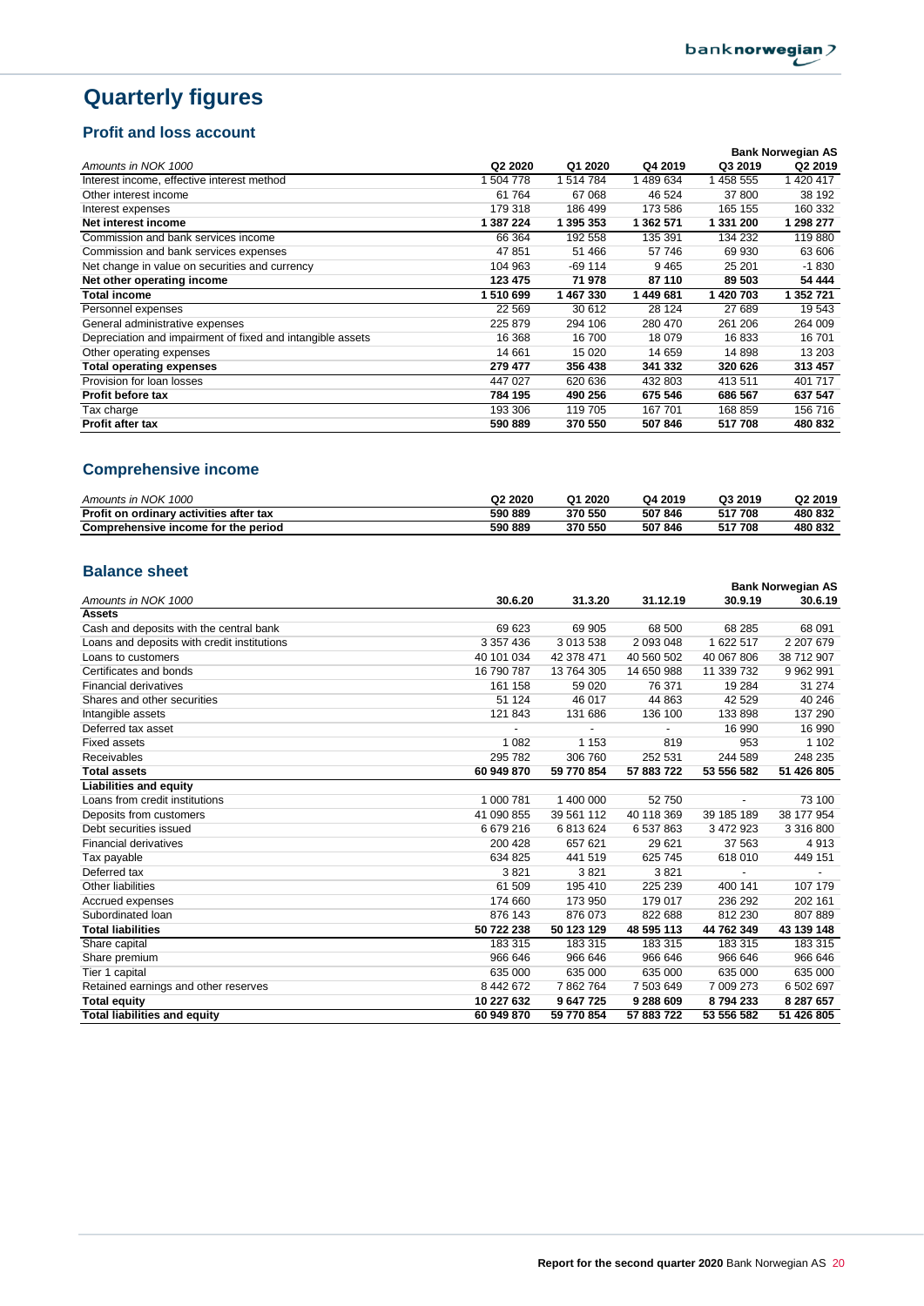# Quarterly figures

## Profit and loss account

| Amounts in NOK 1000 | Q2 2020 | Q1 2020 | Q4 2019 | Q3 2019 | Q2 2019 |
|---|---|---|---|---|---|
| | | | | | **Bank Norwegian AS** |
| Interest income, effective interest method | 1 504 778 | 1 514 784 | 1 489 634 | 1 458 555 | 1 420 417 |
| Other interest income | 61 764 | 67 068 | 46 524 | 37 800 | 38 192 |
| Interest expenses | 179 318 | 186 499 | 173 586 | 165 155 | 160 332 |
| **Net interest income** | **1 387 224** | **1 395 353** | **1 362 571** | **1 331 200** | **1 298 277** |
| Commission and bank services income | 66 364 | 192 558 | 135 391 | 134 232 | 119 880 |
| Commission and bank services expenses | 47 851 | 51 466 | 57 746 | 69 930 | 63 606 |
| Net change in value on securities and currency | 104 963 | -69 114 | 9 465 | 25 201 | -1 830 |
| **Net other operating income** | **123 475** | **71 978** | **87 110** | **89 503** | **54 444** |
| **Total income** | **1 510 699** | **1 467 330** | **1 449 681** | **1 420 703** | **1 352 721** |
| Personnel expenses | 22 569 | 30 612 | 28 124 | 27 689 | 19 543 |
| General administrative expenses | 225 879 | 294 106 | 280 470 | 261 206 | 264 009 |
| Depreciation and impairment of fixed and intangible assets | 16 368 | 16 700 | 18 079 | 16 833 | 16 701 |
| Other operating expenses | 14 661 | 15 020 | 14 659 | 14 898 | 13 203 |
| **Total operating expenses** | **279 477** | **356 438** | **341 332** | **320 626** | **313 457** |
| Provision for loan losses | 447 027 | 620 636 | 432 803 | 413 511 | 401 717 |
| **Profit before tax** | **784 195** | **490 256** | **675 546** | **686 567** | **637 547** |
| Tax charge | 193 306 | 119 705 | 167 701 | 168 859 | 156 716 |
| **Profit after tax** | **590 889** | **370 550** | **507 846** | **517 708** | **480 832** |

## Comprehensive income

| Amounts in NOK 1000 | Q2 2020 | Q1 2020 | Q4 2019 | Q3 2019 | Q2 2019 |
|---|---|---|---|---|---|
| **Profit on ordinary activities after tax** | **590 889** | **370 550** | **507 846** | **517 708** | **480 832** |
| **Comprehensive income for the period** | **590 889** | **370 550** | **507 846** | **517 708** | **480 832** |

## Balance sheet

| Amounts in NOK 1000 | 30.6.20 | 31.3.20 | 31.12.19 | 30.9.19 | 30.6.19 |
|---|---|---|---|---|---|
| | | | | | **Bank Norwegian AS** |
| **Assets** | | | | | |
| Cash and deposits with the central bank | 69 623 | 69 905 | 68 500 | 68 285 | 68 091 |
| Loans and deposits with credit institutions | 3 357 436 | 3 013 538 | 2 093 048 | 1 622 517 | 2 207 679 |
| Loans to customers | 40 101 034 | 42 378 471 | 40 560 502 | 40 067 806 | 38 712 907 |
| Certificates and bonds | 16 790 787 | 13 764 305 | 14 650 988 | 11 339 732 | 9 962 991 |
| Financial derivatives | 161 158 | 59 020 | 76 371 | 19 284 | 31 274 |
| Shares and other securities | 51 124 | 46 017 | 44 863 | 42 529 | 40 246 |
| Intangible assets | 121 843 | 131 686 | 136 100 | 133 898 | 137 290 |
| Deferred tax asset | - | - | - | 16 990 | 16 990 |
| Fixed assets | 1 082 | 1 153 | 819 | 953 | 1 102 |
| Receivables | 295 782 | 306 760 | 252 531 | 244 589 | 248 235 |
| **Total assets** | **60 949 870** | **59 770 854** | **57 883 722** | **53 556 582** | **51 426 805** |
| **Liabilities and equity** | | | | | |
| Loans from credit institutions | 1 000 781 | 1 400 000 | 52 750 | - | 73 100 |
| Deposits from customers | 41 090 855 | 39 561 112 | 40 118 369 | 39 185 189 | 38 177 954 |
| Debt securities issued | 6 679 216 | 6 813 624 | 6 537 863 | 3 472 923 | 3 316 800 |
| Financial derivatives | 200 428 | 657 621 | 29 621 | 37 563 | 4 913 |
| Tax payable | 634 825 | 441 519 | 625 745 | 618 010 | 449 151 |
| Deferred tax | 3 821 | 3 821 | 3 821 | - | - |
| Other liabilities | 61 509 | 195 410 | 225 239 | 400 141 | 107 179 |
| Accrued expenses | 174 660 | 173 950 | 179 017 | 236 292 | 202 161 |
| Subordinated loan | 876 143 | 876 073 | 822 688 | 812 230 | 807 889 |
| **Total liabilities** | **50 722 238** | **50 123 129** | **48 595 113** | **44 762 349** | **43 139 148** |
| Share capital | 183 315 | 183 315 | 183 315 | 183 315 | 183 315 |
| Share premium | 966 646 | 966 646 | 966 646 | 966 646 | 966 646 |
| Tier 1 capital | 635 000 | 635 000 | 635 000 | 635 000 | 635 000 |
| Retained earnings and other reserves | 8 442 672 | 7 862 764 | 7 503 649 | 7 009 273 | 6 502 697 |
| **Total equity** | **10 227 632** | **9 647 725** | **9 288 609** | **8 794 233** | **8 287 657** |
| **Total liabilities and equity** | **60 949 870** | **59 770 854** | **57 883 722** | **53 556 582** | **51 426 805** |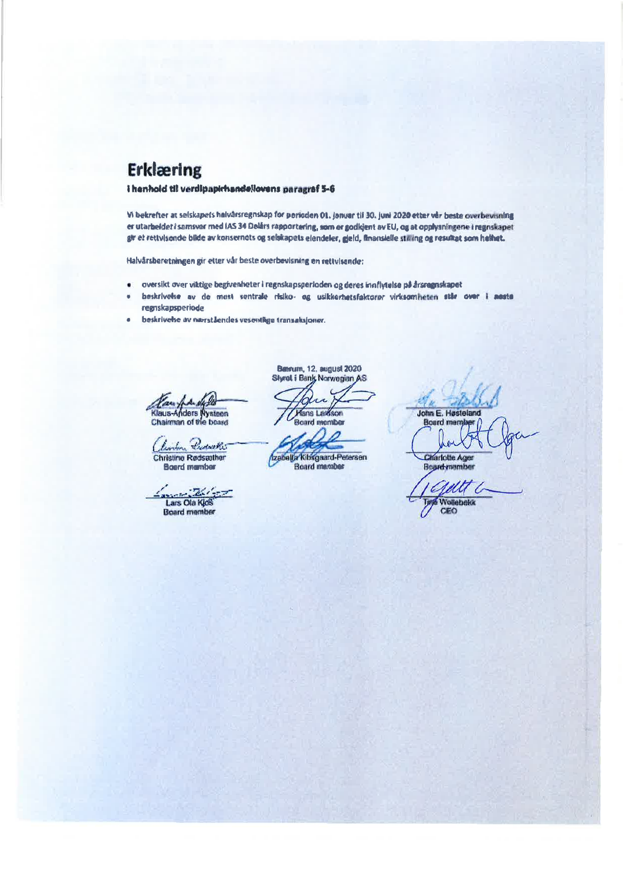# Erklæring

**i henhold til verdipapirhandellovens paragraf 5-6**

Vi bekrefter at selskapets halvårsregnskap for perioden 01. januar til 30. juni 2020 etter vår beste overbevisning er utarbeidet i samsvar med IAS 34 Delårs rapportering, som er godkjent av EU, og at opplysningene i regnskapet gir et rettvisende bilde av konsernets og selskapets eiendeler, gjeld, finansielle stilling og resultat som helhet.

Halvårsberetningen gir etter vår beste overbevisning en rettvisende:

- oversikt over viktige begivenheter i regnskapsperioden og deres innflytelse på årsregnskapet
- beskrivelse av de mest sentrale risiko- og usikkerhetsfaktorer virksomheten står over i neste regnskapsperiode
- beskrivelse av nærståendes vesentlige transaksjoner.

Bærum, 12. august 2020
Styret i Bank Norwegian AS

Klaus-Anders Nysteen
Chairman of the board

Hans Larsson
Board member

John E. Høsteland
Board member

Christine Rødsæther
Board member

Izabella Kibsgaard-Petersen
Board member

Charlotte Ager
Board member

Lars Ola Kjøs
Board member

Tine Wollebekk
CEO